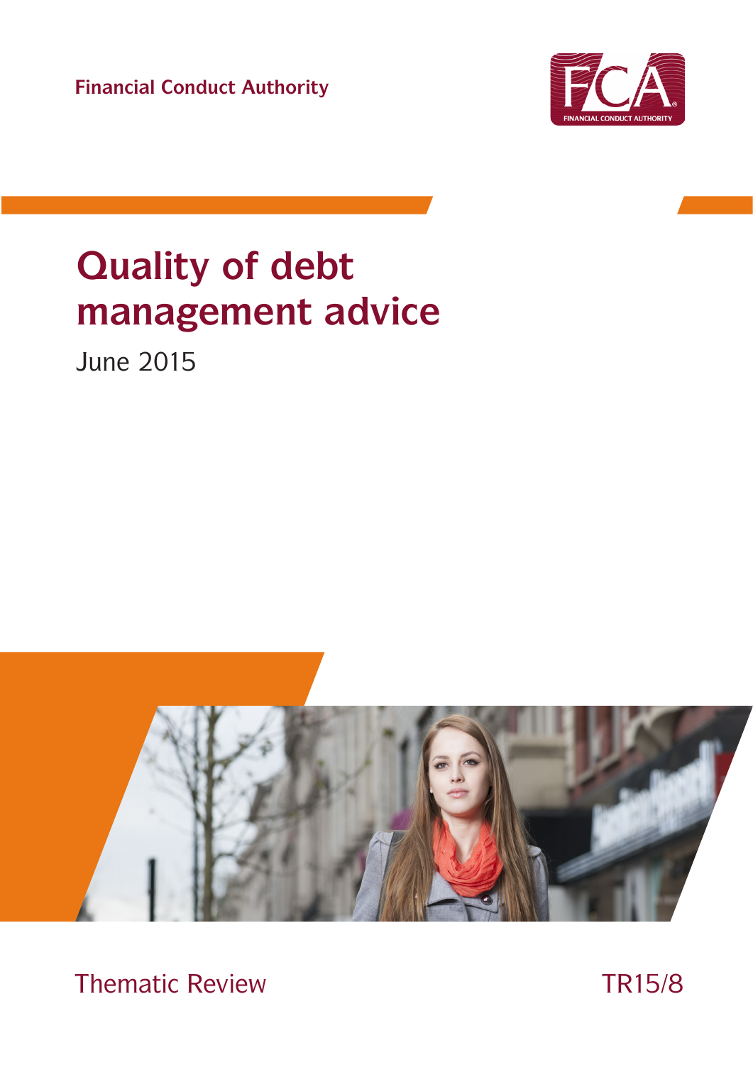Financial Conduct Authority

# Quality of debt management advice

June 2015

Thematic Review

TR15/8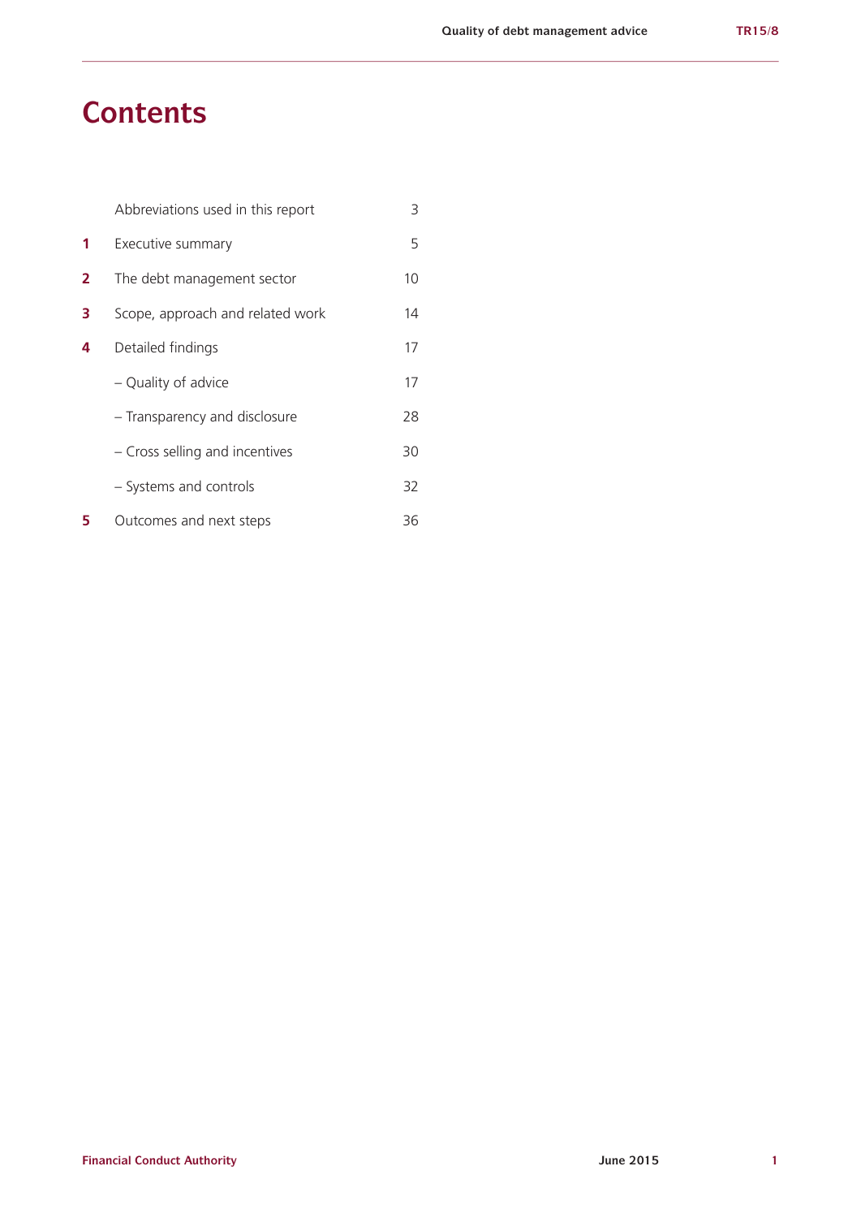# Contents

| | | |
|---|---|---|
| | Abbreviations used in this report | 3 |
| **1** | Executive summary | 5 |
| **2** | The debt management sector | 10 |
| **3** | Scope, approach and related work | 14 |
| **4** | Detailed findings | 17 |
| | – Quality of advice | 17 |
| | – Transparency and disclosure | 28 |
| | – Cross selling and incentives | 30 |
| | – Systems and controls | 32 |
| **5** | Outcomes and next steps | 36 |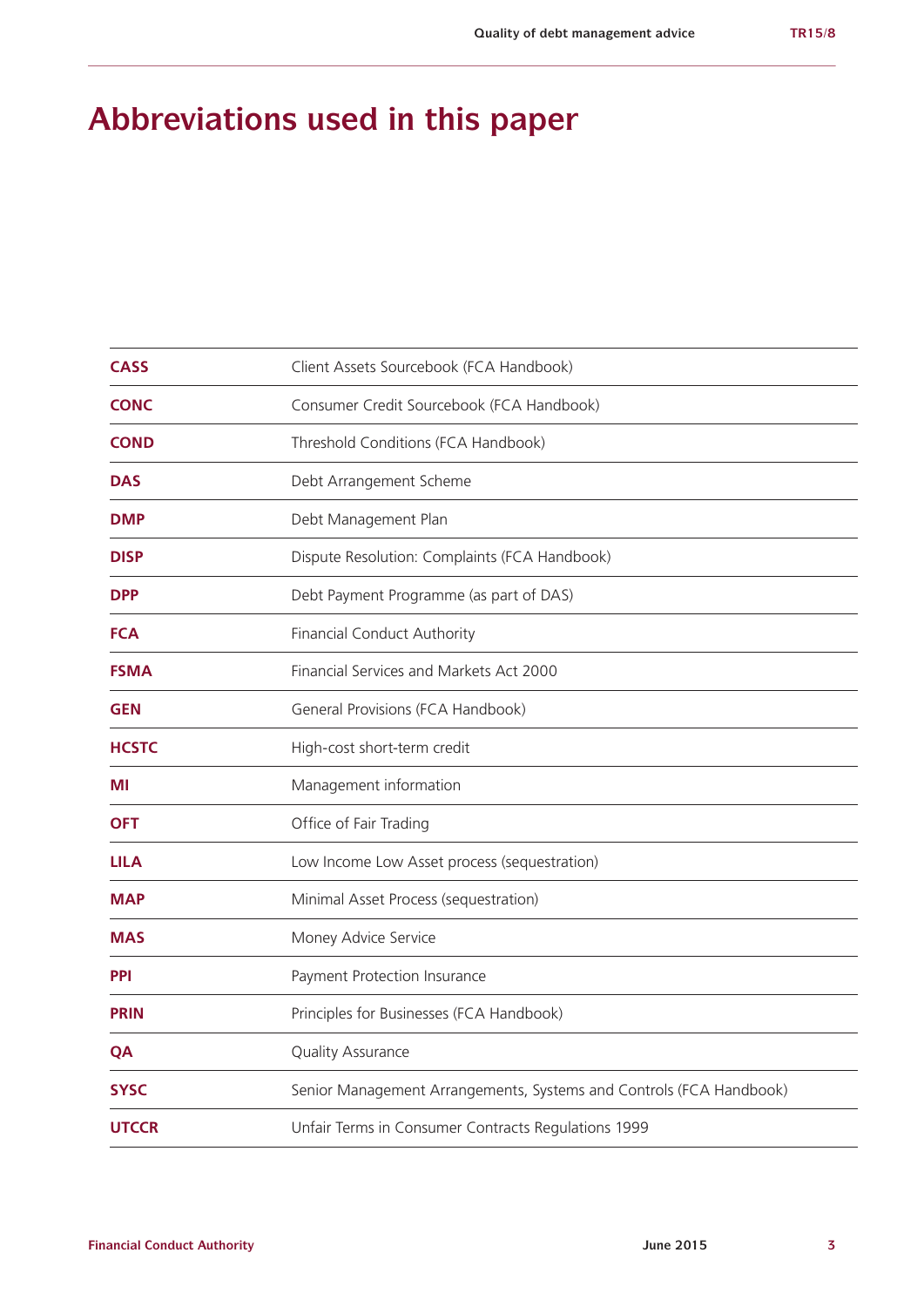# Abbreviations used in this paper

| | |
|---|---|
| **CASS** | Client Assets Sourcebook (FCA Handbook) |
| **CONC** | Consumer Credit Sourcebook (FCA Handbook) |
| **COND** | Threshold Conditions (FCA Handbook) |
| **DAS** | Debt Arrangement Scheme |
| **DMP** | Debt Management Plan |
| **DISP** | Dispute Resolution: Complaints (FCA Handbook) |
| **DPP** | Debt Payment Programme (as part of DAS) |
| **FCA** | Financial Conduct Authority |
| **FSMA** | Financial Services and Markets Act 2000 |
| **GEN** | General Provisions (FCA Handbook) |
| **HCSTC** | High-cost short-term credit |
| **MI** | Management information |
| **OFT** | Office of Fair Trading |
| **LILA** | Low Income Low Asset process (sequestration) |
| **MAP** | Minimal Asset Process (sequestration) |
| **MAS** | Money Advice Service |
| **PPI** | Payment Protection Insurance |
| **PRIN** | Principles for Businesses (FCA Handbook) |
| **QA** | Quality Assurance |
| **SYSC** | Senior Management Arrangements, Systems and Controls (FCA Handbook) |
| **UTCCR** | Unfair Terms in Consumer Contracts Regulations 1999 |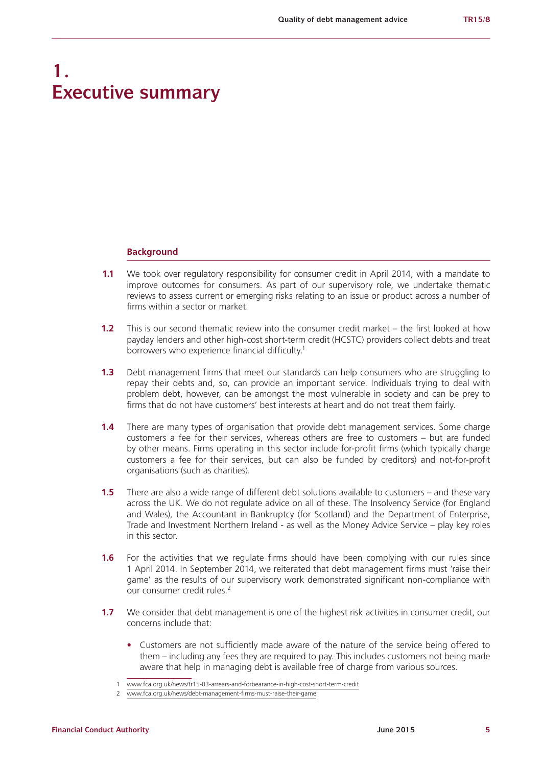# 1. Executive summary

## Background

**1.1** We took over regulatory responsibility for consumer credit in April 2014, with a mandate to improve outcomes for consumers. As part of our supervisory role, we undertake thematic reviews to assess current or emerging risks relating to an issue or product across a number of firms within a sector or market.

**1.2** This is our second thematic review into the consumer credit market – the first looked at how payday lenders and other high-cost short-term credit (HCSTC) providers collect debts and treat borrowers who experience financial difficulty.[1]

**1.3** Debt management firms that meet our standards can help consumers who are struggling to repay their debts and, so, can provide an important service. Individuals trying to deal with problem debt, however, can be amongst the most vulnerable in society and can be prey to firms that do not have customers' best interests at heart and do not treat them fairly.

**1.4** There are many types of organisation that provide debt management services. Some charge customers a fee for their services, whereas others are free to customers – but are funded by other means. Firms operating in this sector include for-profit firms (which typically charge customers a fee for their services, but can also be funded by creditors) and not-for-profit organisations (such as charities).

**1.5** There are also a wide range of different debt solutions available to customers – and these vary across the UK. We do not regulate advice on all of these. The Insolvency Service (for England and Wales), the Accountant in Bankruptcy (for Scotland) and the Department of Enterprise, Trade and Investment Northern Ireland - as well as the Money Advice Service – play key roles in this sector.

**1.6** For the activities that we regulate firms should have been complying with our rules since 1 April 2014. In September 2014, we reiterated that debt management firms must 'raise their game' as the results of our supervisory work demonstrated significant non-compliance with our consumer credit rules.[2]

**1.7** We consider that debt management is one of the highest risk activities in consumer credit, our concerns include that:

- Customers are not sufficiently made aware of the nature of the service being offered to them – including any fees they are required to pay. This includes customers not being made aware that help in managing debt is available free of charge from various sources.

---

1 www.fca.org.uk/news/tr15-03-arrears-and-forbearance-in-high-cost-short-term-credit

2 www.fca.org.uk/news/debt-management-firms-must-raise-their-game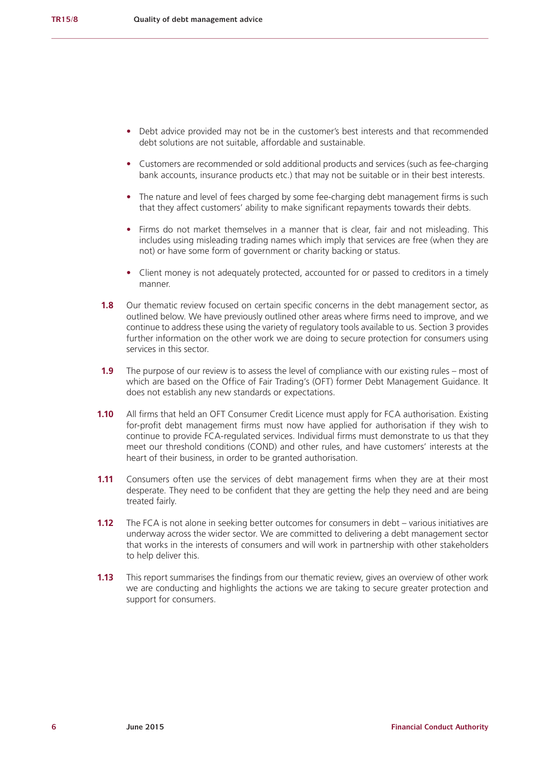- Debt advice provided may not be in the customer's best interests and that recommended debt solutions are not suitable, affordable and sustainable.
- Customers are recommended or sold additional products and services (such as fee-charging bank accounts, insurance products etc.) that may not be suitable or in their best interests.
- The nature and level of fees charged by some fee-charging debt management firms is such that they affect customers' ability to make significant repayments towards their debts.
- Firms do not market themselves in a manner that is clear, fair and not misleading. This includes using misleading trading names which imply that services are free (when they are not) or have some form of government or charity backing or status.
- Client money is not adequately protected, accounted for or passed to creditors in a timely manner.

**1.8** Our thematic review focused on certain specific concerns in the debt management sector, as outlined below. We have previously outlined other areas where firms need to improve, and we continue to address these using the variety of regulatory tools available to us. Section 3 provides further information on the other work we are doing to secure protection for consumers using services in this sector.

**1.9** The purpose of our review is to assess the level of compliance with our existing rules – most of which are based on the Office of Fair Trading's (OFT) former Debt Management Guidance. It does not establish any new standards or expectations.

**1.10** All firms that held an OFT Consumer Credit Licence must apply for FCA authorisation. Existing for-profit debt management firms must now have applied for authorisation if they wish to continue to provide FCA-regulated services. Individual firms must demonstrate to us that they meet our threshold conditions (COND) and other rules, and have customers' interests at the heart of their business, in order to be granted authorisation.

**1.11** Consumers often use the services of debt management firms when they are at their most desperate. They need to be confident that they are getting the help they need and are being treated fairly.

**1.12** The FCA is not alone in seeking better outcomes for consumers in debt – various initiatives are underway across the wider sector. We are committed to delivering a debt management sector that works in the interests of consumers and will work in partnership with other stakeholders to help deliver this.

**1.13** This report summarises the findings from our thematic review, gives an overview of other work we are conducting and highlights the actions we are taking to secure greater protection and support for consumers.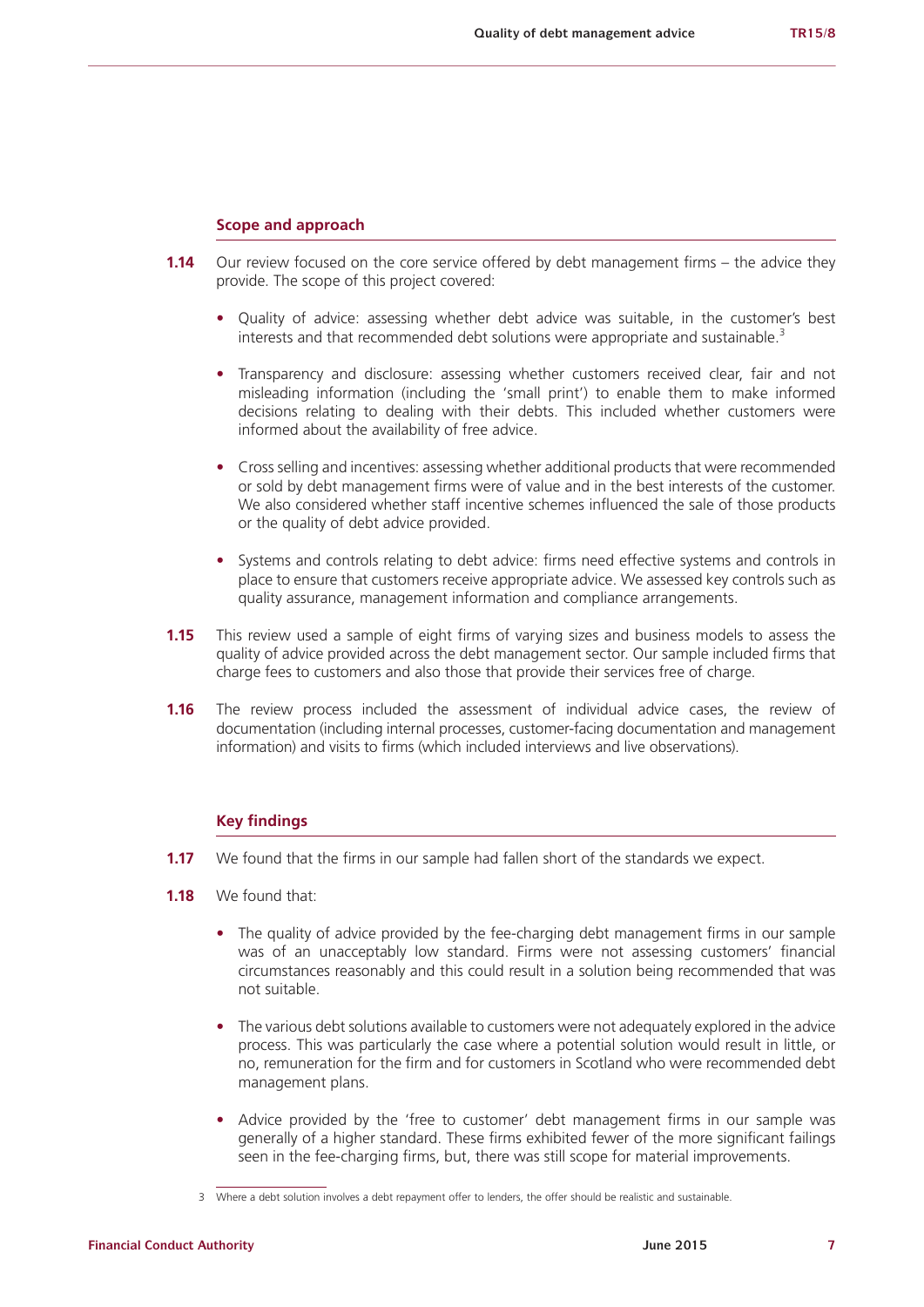### Scope and approach

**1.14** Our review focused on the core service offered by debt management firms – the advice they provide. The scope of this project covered:

- Quality of advice: assessing whether debt advice was suitable, in the customer's best interests and that recommended debt solutions were appropriate and sustainable.[3]
- Transparency and disclosure: assessing whether customers received clear, fair and not misleading information (including the 'small print') to enable them to make informed decisions relating to dealing with their debts. This included whether customers were informed about the availability of free advice.
- Cross selling and incentives: assessing whether additional products that were recommended or sold by debt management firms were of value and in the best interests of the customer. We also considered whether staff incentive schemes influenced the sale of those products or the quality of debt advice provided.
- Systems and controls relating to debt advice: firms need effective systems and controls in place to ensure that customers receive appropriate advice. We assessed key controls such as quality assurance, management information and compliance arrangements.

**1.15** This review used a sample of eight firms of varying sizes and business models to assess the quality of advice provided across the debt management sector. Our sample included firms that charge fees to customers and also those that provide their services free of charge.

**1.16** The review process included the assessment of individual advice cases, the review of documentation (including internal processes, customer-facing documentation and management information) and visits to firms (which included interviews and live observations).

### Key findings

**1.17** We found that the firms in our sample had fallen short of the standards we expect.

**1.18** We found that:

- The quality of advice provided by the fee-charging debt management firms in our sample was of an unacceptably low standard. Firms were not assessing customers' financial circumstances reasonably and this could result in a solution being recommended that was not suitable.
- The various debt solutions available to customers were not adequately explored in the advice process. This was particularly the case where a potential solution would result in little, or no, remuneration for the firm and for customers in Scotland who were recommended debt management plans.
- Advice provided by the 'free to customer' debt management firms in our sample was generally of a higher standard. These firms exhibited fewer of the more significant failings seen in the fee-charging firms, but, there was still scope for material improvements.

3 Where a debt solution involves a debt repayment offer to lenders, the offer should be realistic and sustainable.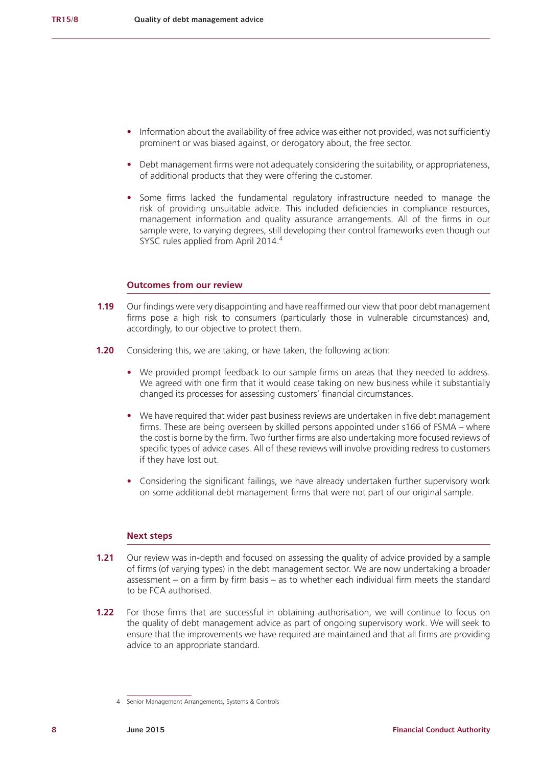- Information about the availability of free advice was either not provided, was not sufficiently prominent or was biased against, or derogatory about, the free sector.
- Debt management firms were not adequately considering the suitability, or appropriateness, of additional products that they were offering the customer.
- Some firms lacked the fundamental regulatory infrastructure needed to manage the risk of providing unsuitable advice. This included deficiencies in compliance resources, management information and quality assurance arrangements. All of the firms in our sample were, to varying degrees, still developing their control frameworks even though our SYSC rules applied from April 2014.[4]

### Outcomes from our review

**1.19** Our findings were very disappointing and have reaffirmed our view that poor debt management firms pose a high risk to consumers (particularly those in vulnerable circumstances) and, accordingly, to our objective to protect them.

**1.20** Considering this, we are taking, or have taken, the following action:

- We provided prompt feedback to our sample firms on areas that they needed to address. We agreed with one firm that it would cease taking on new business while it substantially changed its processes for assessing customers' financial circumstances.
- We have required that wider past business reviews are undertaken in five debt management firms. These are being overseen by skilled persons appointed under s166 of FSMA – where the cost is borne by the firm. Two further firms are also undertaking more focused reviews of specific types of advice cases. All of these reviews will involve providing redress to customers if they have lost out.
- Considering the significant failings, we have already undertaken further supervisory work on some additional debt management firms that were not part of our original sample.

### Next steps

**1.21** Our review was in-depth and focused on assessing the quality of advice provided by a sample of firms (of varying types) in the debt management sector. We are now undertaking a broader assessment – on a firm by firm basis – as to whether each individual firm meets the standard to be FCA authorised.

**1.22** For those firms that are successful in obtaining authorisation, we will continue to focus on the quality of debt management advice as part of ongoing supervisory work. We will seek to ensure that the improvements we have required are maintained and that all firms are providing advice to an appropriate standard.

---

4 Senior Management Arrangements, Systems & Controls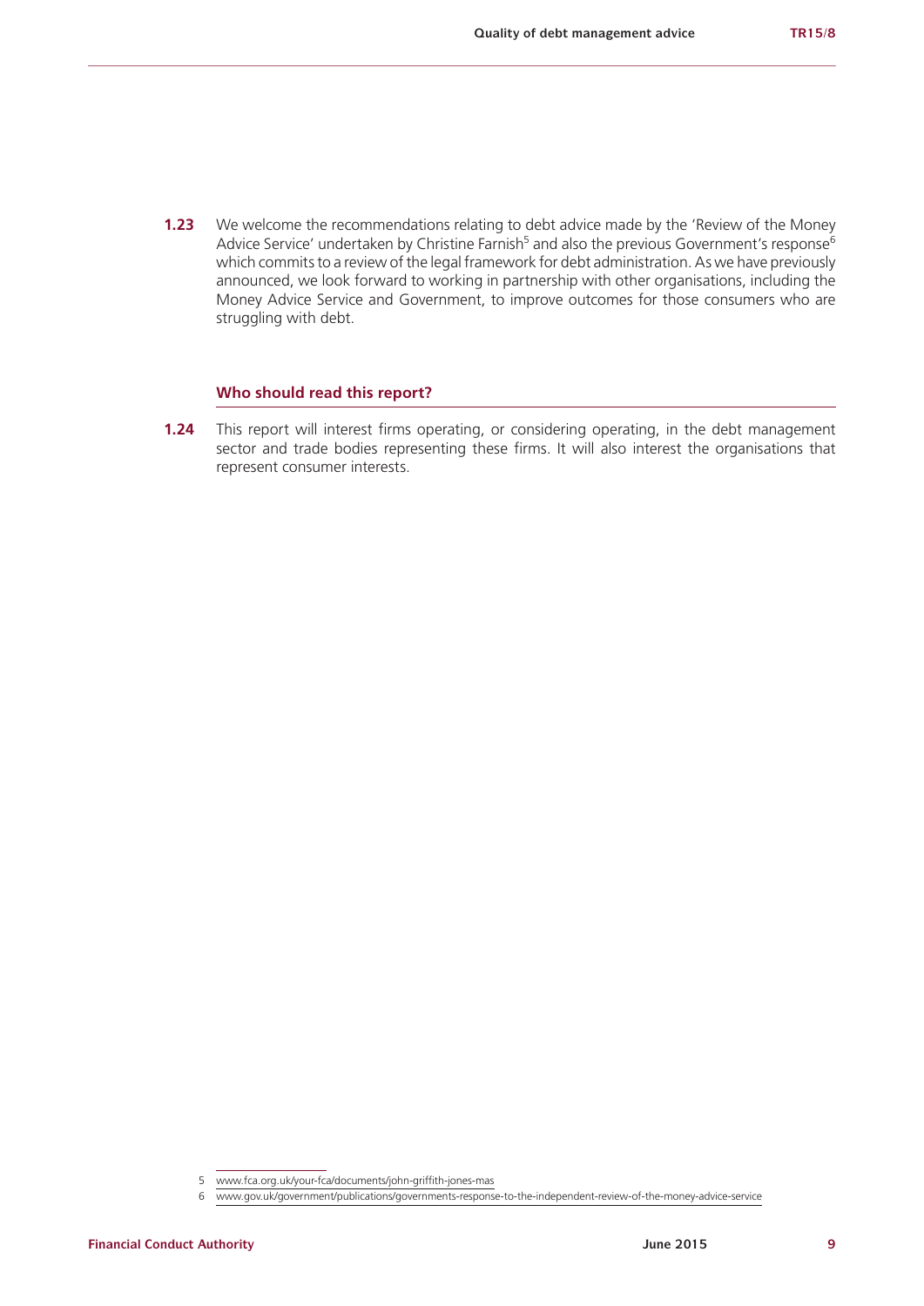**1.23** We welcome the recommendations relating to debt advice made by the 'Review of the Money Advice Service' undertaken by Christine Farnish[5] and also the previous Government's response[6] which commits to a review of the legal framework for debt administration. As we have previously announced, we look forward to working in partnership with other organisations, including the Money Advice Service and Government, to improve outcomes for those consumers who are struggling with debt.

### Who should read this report?

**1.24** This report will interest firms operating, or considering operating, in the debt management sector and trade bodies representing these firms. It will also interest the organisations that represent consumer interests.

5 www.fca.org.uk/your-fca/documents/john-griffith-jones-mas

6 www.gov.uk/government/publications/governments-response-to-the-independent-review-of-the-money-advice-service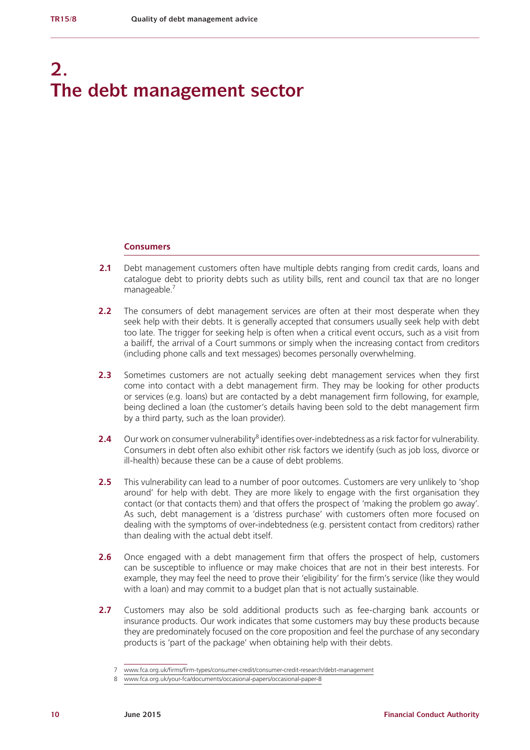# 2. The debt management sector

### Consumers

**2.1** Debt management customers often have multiple debts ranging from credit cards, loans and catalogue debt to priority debts such as utility bills, rent and council tax that are no longer manageable.[7]

**2.2** The consumers of debt management services are often at their most desperate when they seek help with their debts. It is generally accepted that consumers usually seek help with debt too late. The trigger for seeking help is often when a critical event occurs, such as a visit from a bailiff, the arrival of a Court summons or simply when the increasing contact from creditors (including phone calls and text messages) becomes personally overwhelming.

**2.3** Sometimes customers are not actually seeking debt management services when they first come into contact with a debt management firm. They may be looking for other products or services (e.g. loans) but are contacted by a debt management firm following, for example, being declined a loan (the customer's details having been sold to the debt management firm by a third party, such as the loan provider).

**2.4** Our work on consumer vulnerability[8] identifies over-indebtedness as a risk factor for vulnerability. Consumers in debt often also exhibit other risk factors we identify (such as job loss, divorce or ill-health) because these can be a cause of debt problems.

**2.5** This vulnerability can lead to a number of poor outcomes. Customers are very unlikely to 'shop around' for help with debt. They are more likely to engage with the first organisation they contact (or that contacts them) and that offers the prospect of 'making the problem go away'. As such, debt management is a 'distress purchase' with customers often more focused on dealing with the symptoms of over-indebtedness (e.g. persistent contact from creditors) rather than dealing with the actual debt itself.

**2.6** Once engaged with a debt management firm that offers the prospect of help, customers can be susceptible to influence or may make choices that are not in their best interests. For example, they may feel the need to prove their 'eligibility' for the firm's service (like they would with a loan) and may commit to a budget plan that is not actually sustainable.

**2.7** Customers may also be sold additional products such as fee-charging bank accounts or insurance products. Our work indicates that some customers may buy these products because they are predominately focused on the core proposition and feel the purchase of any secondary products is 'part of the package' when obtaining help with their debts.

7 www.fca.org.uk/firms/firm-types/consumer-credit/consumer-credit-research/debt-management

8 www.fca.org.uk/your-fca/documents/occasional-papers/occasional-paper-8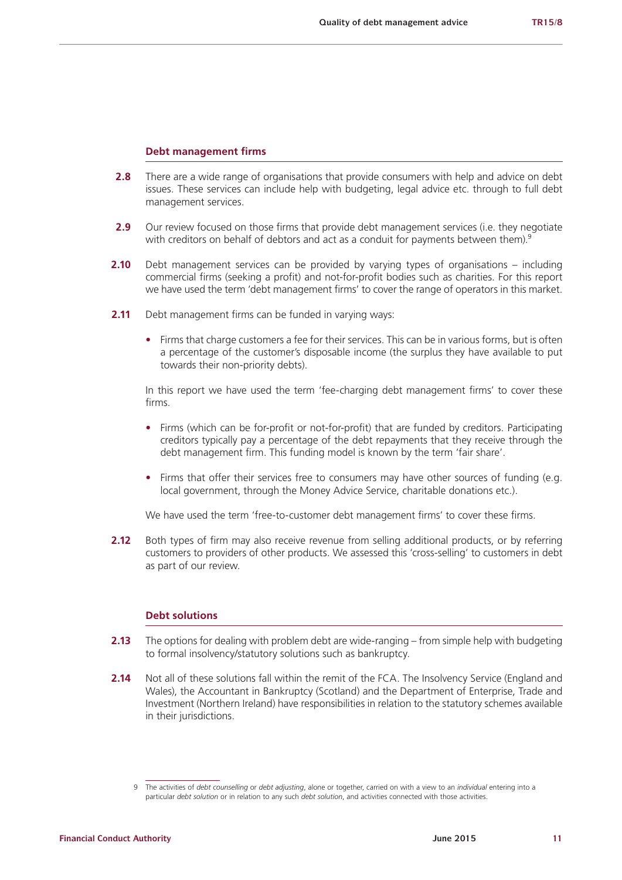### Debt management firms

**2.8** There are a wide range of organisations that provide consumers with help and advice on debt issues. These services can include help with budgeting, legal advice etc. through to full debt management services.

**2.9** Our review focused on those firms that provide debt management services (i.e. they negotiate with creditors on behalf of debtors and act as a conduit for payments between them).[9]

**2.10** Debt management services can be provided by varying types of organisations – including commercial firms (seeking a profit) and not-for-profit bodies such as charities. For this report we have used the term 'debt management firms' to cover the range of operators in this market.

**2.11** Debt management firms can be funded in varying ways:

- Firms that charge customers a fee for their services. This can be in various forms, but is often a percentage of the customer's disposable income (the surplus they have available to put towards their non-priority debts).

In this report we have used the term 'fee-charging debt management firms' to cover these firms.

- Firms (which can be for-profit or not-for-profit) that are funded by creditors. Participating creditors typically pay a percentage of the debt repayments that they receive through the debt management firm. This funding model is known by the term 'fair share'.
- Firms that offer their services free to consumers may have other sources of funding (e.g. local government, through the Money Advice Service, charitable donations etc.).

We have used the term 'free-to-customer debt management firms' to cover these firms.

**2.12** Both types of firm may also receive revenue from selling additional products, or by referring customers to providers of other products. We assessed this 'cross-selling' to customers in debt as part of our review.

### Debt solutions

**2.13** The options for dealing with problem debt are wide-ranging – from simple help with budgeting to formal insolvency/statutory solutions such as bankruptcy.

**2.14** Not all of these solutions fall within the remit of the FCA. The Insolvency Service (England and Wales), the Accountant in Bankruptcy (Scotland) and the Department of Enterprise, Trade and Investment (Northern Ireland) have responsibilities in relation to the statutory schemes available in their jurisdictions.

---

9 The activities of *debt counselling* or *debt adjusting*, alone or together, carried on with a view to an *individual* entering into a particular *debt solution* or in relation to any such *debt solution*, and activities connected with those activities.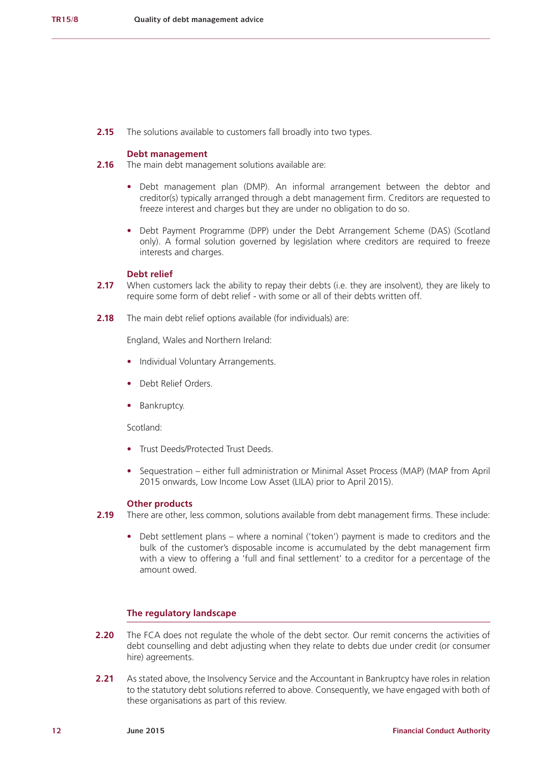**2.15** The solutions available to customers fall broadly into two types.

### Debt management

**2.16** The main debt management solutions available are:

- Debt management plan (DMP). An informal arrangement between the debtor and creditor(s) typically arranged through a debt management firm. Creditors are requested to freeze interest and charges but they are under no obligation to do so.
- Debt Payment Programme (DPP) under the Debt Arrangement Scheme (DAS) (Scotland only). A formal solution governed by legislation where creditors are required to freeze interests and charges.

### Debt relief

**2.17** When customers lack the ability to repay their debts (i.e. they are insolvent), they are likely to require some form of debt relief - with some or all of their debts written off.

**2.18** The main debt relief options available (for individuals) are:

England, Wales and Northern Ireland:

- Individual Voluntary Arrangements.
- Debt Relief Orders.
- Bankruptcy.

Scotland:

- Trust Deeds/Protected Trust Deeds.
- Sequestration – either full administration or Minimal Asset Process (MAP) (MAP from April 2015 onwards, Low Income Low Asset (LILA) prior to April 2015).

### Other products

**2.19** There are other, less common, solutions available from debt management firms. These include:

- Debt settlement plans – where a nominal ('token') payment is made to creditors and the bulk of the customer's disposable income is accumulated by the debt management firm with a view to offering a 'full and final settlement' to a creditor for a percentage of the amount owed.

## The regulatory landscape

**2.20** The FCA does not regulate the whole of the debt sector. Our remit concerns the activities of debt counselling and debt adjusting when they relate to debts due under credit (or consumer hire) agreements.

**2.21** As stated above, the Insolvency Service and the Accountant in Bankruptcy have roles in relation to the statutory debt solutions referred to above. Consequently, we have engaged with both of these organisations as part of this review.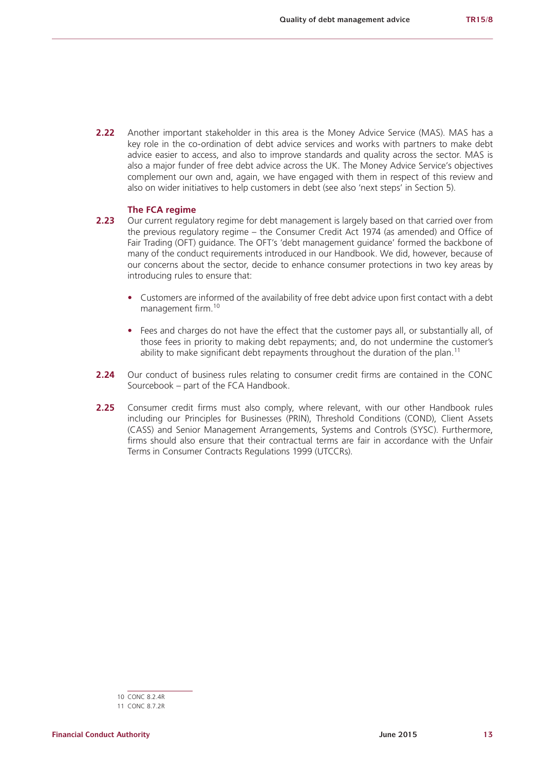**2.22** Another important stakeholder in this area is the Money Advice Service (MAS). MAS has a key role in the co-ordination of debt advice services and works with partners to make debt advice easier to access, and also to improve standards and quality across the sector. MAS is also a major funder of free debt advice across the UK. The Money Advice Service's objectives complement our own and, again, we have engaged with them in respect of this review and also on wider initiatives to help customers in debt (see also 'next steps' in Section 5).

### The FCA regime

**2.23** Our current regulatory regime for debt management is largely based on that carried over from the previous regulatory regime – the Consumer Credit Act 1974 (as amended) and Office of Fair Trading (OFT) guidance. The OFT's 'debt management guidance' formed the backbone of many of the conduct requirements introduced in our Handbook. We did, however, because of our concerns about the sector, decide to enhance consumer protections in two key areas by introducing rules to ensure that:

- Customers are informed of the availability of free debt advice upon first contact with a debt management firm.[10]
- Fees and charges do not have the effect that the customer pays all, or substantially all, of those fees in priority to making debt repayments; and, do not undermine the customer's ability to make significant debt repayments throughout the duration of the plan.[11]

**2.24** Our conduct of business rules relating to consumer credit firms are contained in the CONC Sourcebook – part of the FCA Handbook.

**2.25** Consumer credit firms must also comply, where relevant, with our other Handbook rules including our Principles for Businesses (PRIN), Threshold Conditions (COND), Client Assets (CASS) and Senior Management Arrangements, Systems and Controls (SYSC). Furthermore, firms should also ensure that their contractual terms are fair in accordance with the Unfair Terms in Consumer Contracts Regulations 1999 (UTCCRs).

---

10 CONC 8.2.4R

11 CONC 8.7.2R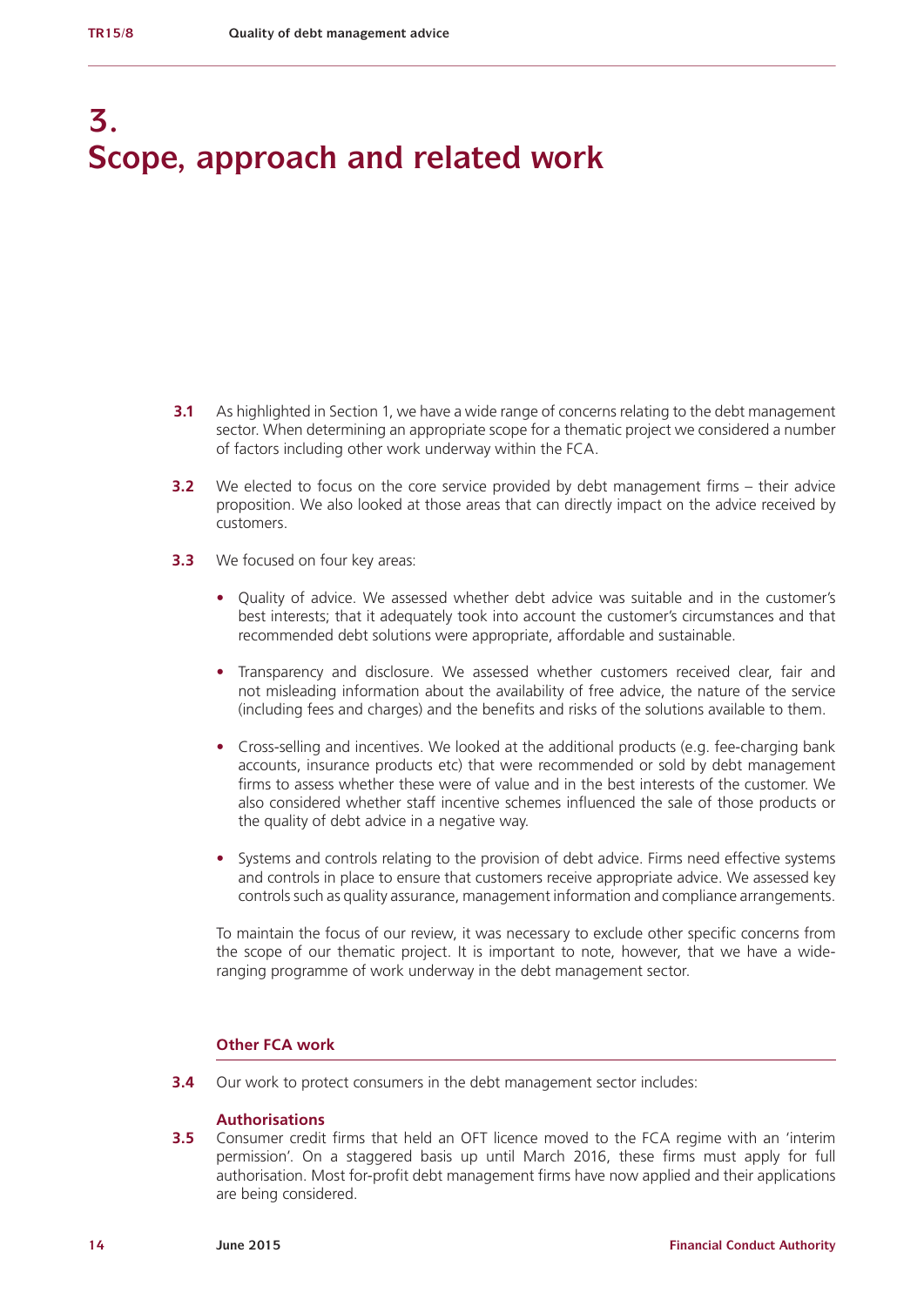# 3. Scope, approach and related work

**3.1** As highlighted in Section 1, we have a wide range of concerns relating to the debt management sector. When determining an appropriate scope for a thematic project we considered a number of factors including other work underway within the FCA.

**3.2** We elected to focus on the core service provided by debt management firms – their advice proposition. We also looked at those areas that can directly impact on the advice received by customers.

**3.3** We focused on four key areas:

- Quality of advice. We assessed whether debt advice was suitable and in the customer's best interests; that it adequately took into account the customer's circumstances and that recommended debt solutions were appropriate, affordable and sustainable.
- Transparency and disclosure. We assessed whether customers received clear, fair and not misleading information about the availability of free advice, the nature of the service (including fees and charges) and the benefits and risks of the solutions available to them.
- Cross-selling and incentives. We looked at the additional products (e.g. fee-charging bank accounts, insurance products etc) that were recommended or sold by debt management firms to assess whether these were of value and in the best interests of the customer. We also considered whether staff incentive schemes influenced the sale of those products or the quality of debt advice in a negative way.
- Systems and controls relating to the provision of debt advice. Firms need effective systems and controls in place to ensure that customers receive appropriate advice. We assessed key controls such as quality assurance, management information and compliance arrangements.

To maintain the focus of our review, it was necessary to exclude other specific concerns from the scope of our thematic project. It is important to note, however, that we have a wide-ranging programme of work underway in the debt management sector.

## Other FCA work

**3.4** Our work to protect consumers in the debt management sector includes:

### Authorisations

**3.5** Consumer credit firms that held an OFT licence moved to the FCA regime with an 'interim permission'. On a staggered basis up until March 2016, these firms must apply for full authorisation. Most for-profit debt management firms have now applied and their applications are being considered.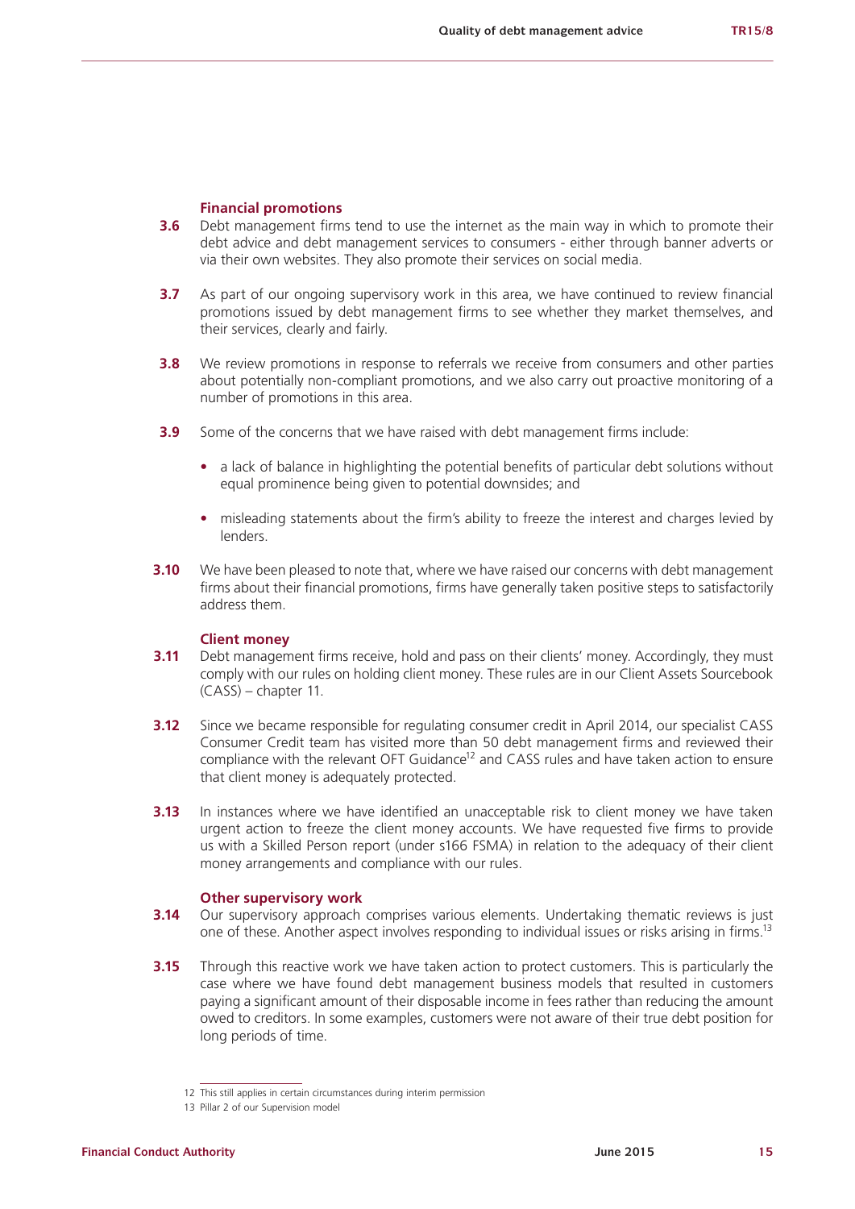### Financial promotions

**3.6** Debt management firms tend to use the internet as the main way in which to promote their debt advice and debt management services to consumers - either through banner adverts or via their own websites. They also promote their services on social media.

**3.7** As part of our ongoing supervisory work in this area, we have continued to review financial promotions issued by debt management firms to see whether they market themselves, and their services, clearly and fairly.

**3.8** We review promotions in response to referrals we receive from consumers and other parties about potentially non-compliant promotions, and we also carry out proactive monitoring of a number of promotions in this area.

**3.9** Some of the concerns that we have raised with debt management firms include:

- a lack of balance in highlighting the potential benefits of particular debt solutions without equal prominence being given to potential downsides; and
- misleading statements about the firm's ability to freeze the interest and charges levied by lenders.

**3.10** We have been pleased to note that, where we have raised our concerns with debt management firms about their financial promotions, firms have generally taken positive steps to satisfactorily address them.

### Client money

**3.11** Debt management firms receive, hold and pass on their clients' money. Accordingly, they must comply with our rules on holding client money. These rules are in our Client Assets Sourcebook (CASS) – chapter 11.

**3.12** Since we became responsible for regulating consumer credit in April 2014, our specialist CASS Consumer Credit team has visited more than 50 debt management firms and reviewed their compliance with the relevant OFT Guidance[12] and CASS rules and have taken action to ensure that client money is adequately protected.

**3.13** In instances where we have identified an unacceptable risk to client money we have taken urgent action to freeze the client money accounts. We have requested five firms to provide us with a Skilled Person report (under s166 FSMA) in relation to the adequacy of their client money arrangements and compliance with our rules.

### Other supervisory work

**3.14** Our supervisory approach comprises various elements. Undertaking thematic reviews is just one of these. Another aspect involves responding to individual issues or risks arising in firms.[13]

**3.15** Through this reactive work we have taken action to protect customers. This is particularly the case where we have found debt management business models that resulted in customers paying a significant amount of their disposable income in fees rather than reducing the amount owed to creditors. In some examples, customers were not aware of their true debt position for long periods of time.

---

12 This still applies in certain circumstances during interim permission

13 Pillar 2 of our Supervision model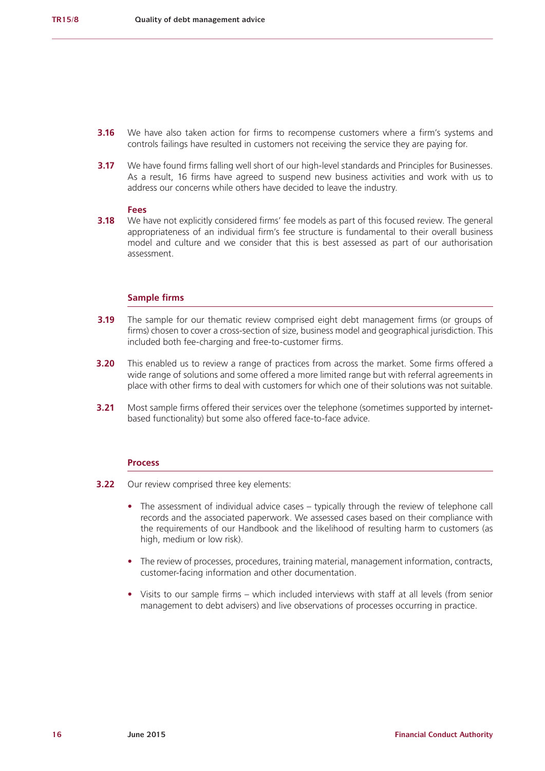**3.16** We have also taken action for firms to recompense customers where a firm's systems and controls failings have resulted in customers not receiving the service they are paying for.

**3.17** We have found firms falling well short of our high-level standards and Principles for Businesses. As a result, 16 firms have agreed to suspend new business activities and work with us to address our concerns while others have decided to leave the industry.

### Fees

**3.18** We have not explicitly considered firms' fee models as part of this focused review. The general appropriateness of an individual firm's fee structure is fundamental to their overall business model and culture and we consider that this is best assessed as part of our authorisation assessment.

## Sample firms

**3.19** The sample for our thematic review comprised eight debt management firms (or groups of firms) chosen to cover a cross-section of size, business model and geographical jurisdiction. This included both fee-charging and free-to-customer firms.

**3.20** This enabled us to review a range of practices from across the market. Some firms offered a wide range of solutions and some offered a more limited range but with referral agreements in place with other firms to deal with customers for which one of their solutions was not suitable.

**3.21** Most sample firms offered their services over the telephone (sometimes supported by internet-based functionality) but some also offered face-to-face advice.

## Process

**3.22** Our review comprised three key elements:

- The assessment of individual advice cases – typically through the review of telephone call records and the associated paperwork. We assessed cases based on their compliance with the requirements of our Handbook and the likelihood of resulting harm to customers (as high, medium or low risk).
- The review of processes, procedures, training material, management information, contracts, customer-facing information and other documentation.
- Visits to our sample firms – which included interviews with staff at all levels (from senior management to debt advisers) and live observations of processes occurring in practice.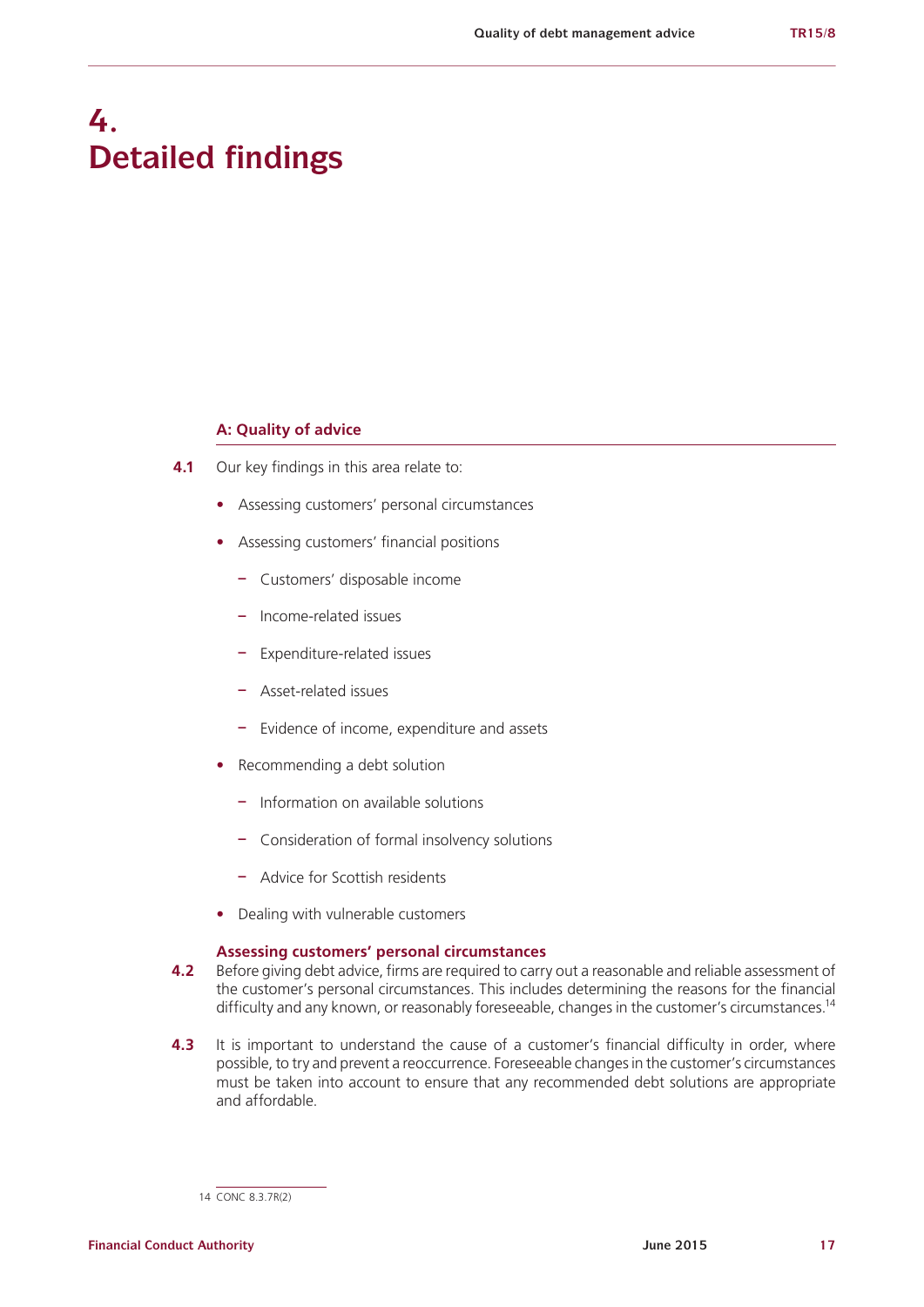# 4. Detailed findings

### A: Quality of advice

**4.1** Our key findings in this area relate to:

- Assessing customers' personal circumstances
- Assessing customers' financial positions
  - Customers' disposable income
  - Income-related issues
  - Expenditure-related issues
  - Asset-related issues
  - Evidence of income, expenditure and assets
- Recommending a debt solution
  - Information on available solutions
  - Consideration of formal insolvency solutions
  - Advice for Scottish residents
- Dealing with vulnerable customers

#### Assessing customers' personal circumstances

**4.2** Before giving debt advice, firms are required to carry out a reasonable and reliable assessment of the customer's personal circumstances. This includes determining the reasons for the financial difficulty and any known, or reasonably foreseeable, changes in the customer's circumstances.[14]

**4.3** It is important to understand the cause of a customer's financial difficulty in order, where possible, to try and prevent a reoccurrence. Foreseeable changes in the customer's circumstances must be taken into account to ensure that any recommended debt solutions are appropriate and affordable.

---

14 CONC 8.3.7R(2)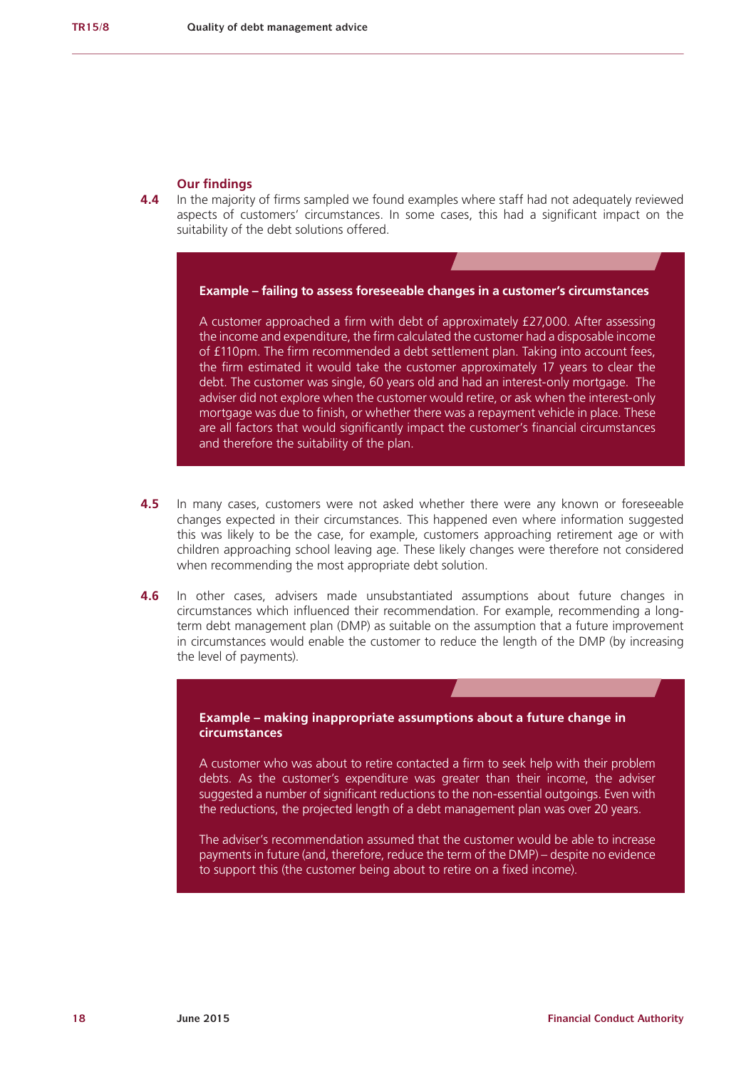### Our findings

**4.4** In the majority of firms sampled we found examples where staff had not adequately reviewed aspects of customers' circumstances. In some cases, this had a significant impact on the suitability of the debt solutions offered.

> **Example – failing to assess foreseeable changes in a customer's circumstances**
>
> A customer approached a firm with debt of approximately £27,000. After assessing the income and expenditure, the firm calculated the customer had a disposable income of £110pm. The firm recommended a debt settlement plan. Taking into account fees, the firm estimated it would take the customer approximately 17 years to clear the debt. The customer was single, 60 years old and had an interest-only mortgage. The adviser did not explore when the customer would retire, or ask when the interest-only mortgage was due to finish, or whether there was a repayment vehicle in place. These are all factors that would significantly impact the customer's financial circumstances and therefore the suitability of the plan.

**4.5** In many cases, customers were not asked whether there were any known or foreseeable changes expected in their circumstances. This happened even where information suggested this was likely to be the case, for example, customers approaching retirement age or with children approaching school leaving age. These likely changes were therefore not considered when recommending the most appropriate debt solution.

**4.6** In other cases, advisers made unsubstantiated assumptions about future changes in circumstances which influenced their recommendation. For example, recommending a long-term debt management plan (DMP) as suitable on the assumption that a future improvement in circumstances would enable the customer to reduce the length of the DMP (by increasing the level of payments).

> **Example – making inappropriate assumptions about a future change in circumstances**
>
> A customer who was about to retire contacted a firm to seek help with their problem debts. As the customer's expenditure was greater than their income, the adviser suggested a number of significant reductions to the non-essential outgoings. Even with the reductions, the projected length of a debt management plan was over 20 years.
>
> The adviser's recommendation assumed that the customer would be able to increase payments in future (and, therefore, reduce the term of the DMP) – despite no evidence to support this (the customer being about to retire on a fixed income).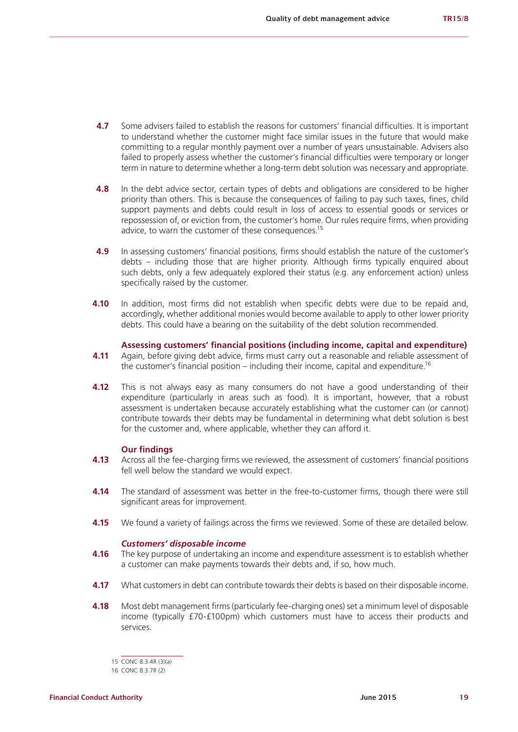**4.7** Some advisers failed to establish the reasons for customers' financial difficulties. It is important to understand whether the customer might face similar issues in the future that would make committing to a regular monthly payment over a number of years unsustainable. Advisers also failed to properly assess whether the customer's financial difficulties were temporary or longer term in nature to determine whether a long-term debt solution was necessary and appropriate.

**4.8** In the debt advice sector, certain types of debts and obligations are considered to be higher priority than others. This is because the consequences of failing to pay such taxes, fines, child support payments and debts could result in loss of access to essential goods or services or repossession of, or eviction from, the customer's home. Our rules require firms, when providing advice, to warn the customer of these consequences.[15]

**4.9** In assessing customers' financial positions, firms should establish the nature of the customer's debts – including those that are higher priority. Although firms typically enquired about such debts, only a few adequately explored their status (e.g. any enforcement action) unless specifically raised by the customer.

**4.10** In addition, most firms did not establish when specific debts were due to be repaid and, accordingly, whether additional monies would become available to apply to other lower priority debts. This could have a bearing on the suitability of the debt solution recommended.

#### Assessing customers' financial positions (including income, capital and expenditure)

**4.11** Again, before giving debt advice, firms must carry out a reasonable and reliable assessment of the customer's financial position – including their income, capital and expenditure.[16]

**4.12** This is not always easy as many consumers do not have a good understanding of their expenditure (particularly in areas such as food). It is important, however, that a robust assessment is undertaken because accurately establishing what the customer can (or cannot) contribute towards their debts may be fundamental in determining what debt solution is best for the customer and, where applicable, whether they can afford it.

#### Our findings

**4.13** Across all the fee-charging firms we reviewed, the assessment of customers' financial positions fell well below the standard we would expect.

**4.14** The standard of assessment was better in the free-to-customer firms, though there were still significant areas for improvement.

**4.15** We found a variety of failings across the firms we reviewed. Some of these are detailed below.

##### *Customers' disposable income*

**4.16** The key purpose of undertaking an income and expenditure assessment is to establish whether a customer can make payments towards their debts and, if so, how much.

**4.17** What customers in debt can contribute towards their debts is based on their disposable income.

**4.18** Most debt management firms (particularly fee-charging ones) set a minimum level of disposable income (typically £70-£100pm) which customers must have to access their products and services.

---

15 CONC 8.3.4R (3)(a)

16 CONC 8.3.7R (2)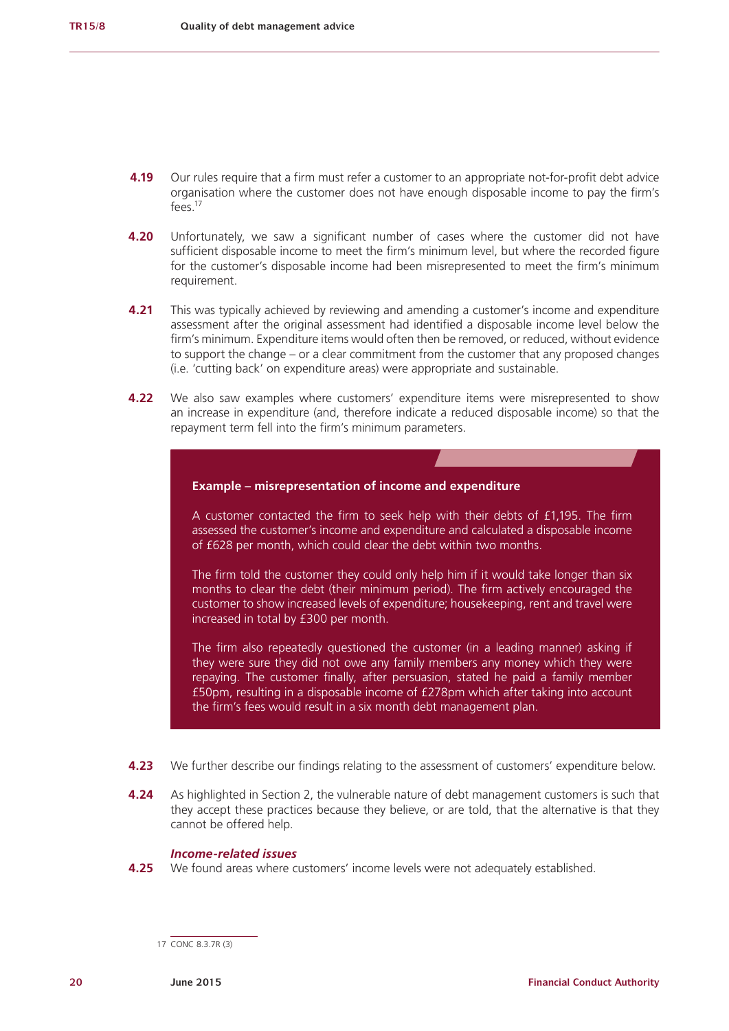**4.19** Our rules require that a firm must refer a customer to an appropriate not-for-profit debt advice organisation where the customer does not have enough disposable income to pay the firm's fees.[17]

**4.20** Unfortunately, we saw a significant number of cases where the customer did not have sufficient disposable income to meet the firm's minimum level, but where the recorded figure for the customer's disposable income had been misrepresented to meet the firm's minimum requirement.

**4.21** This was typically achieved by reviewing and amending a customer's income and expenditure assessment after the original assessment had identified a disposable income level below the firm's minimum. Expenditure items would often then be removed, or reduced, without evidence to support the change – or a clear commitment from the customer that any proposed changes (i.e. 'cutting back' on expenditure areas) were appropriate and sustainable.

**4.22** We also saw examples where customers' expenditure items were misrepresented to show an increase in expenditure (and, therefore indicate a reduced disposable income) so that the repayment term fell into the firm's minimum parameters.

> **Example – misrepresentation of income and expenditure**
>
> A customer contacted the firm to seek help with their debts of £1,195. The firm assessed the customer's income and expenditure and calculated a disposable income of £628 per month, which could clear the debt within two months.
>
> The firm told the customer they could only help him if it would take longer than six months to clear the debt (their minimum period). The firm actively encouraged the customer to show increased levels of expenditure; housekeeping, rent and travel were increased in total by £300 per month.
>
> The firm also repeatedly questioned the customer (in a leading manner) asking if they were sure they did not owe any family members any money which they were repaying. The customer finally, after persuasion, stated he paid a family member £50pm, resulting in a disposable income of £278pm which after taking into account the firm's fees would result in a six month debt management plan.

**4.23** We further describe our findings relating to the assessment of customers' expenditure below.

**4.24** As highlighted in Section 2, the vulnerable nature of debt management customers is such that they accept these practices because they believe, or are told, that the alternative is that they cannot be offered help.

### *Income-related issues*

**4.25** We found areas where customers' income levels were not adequately established.

---

17 CONC 8.3.7R (3)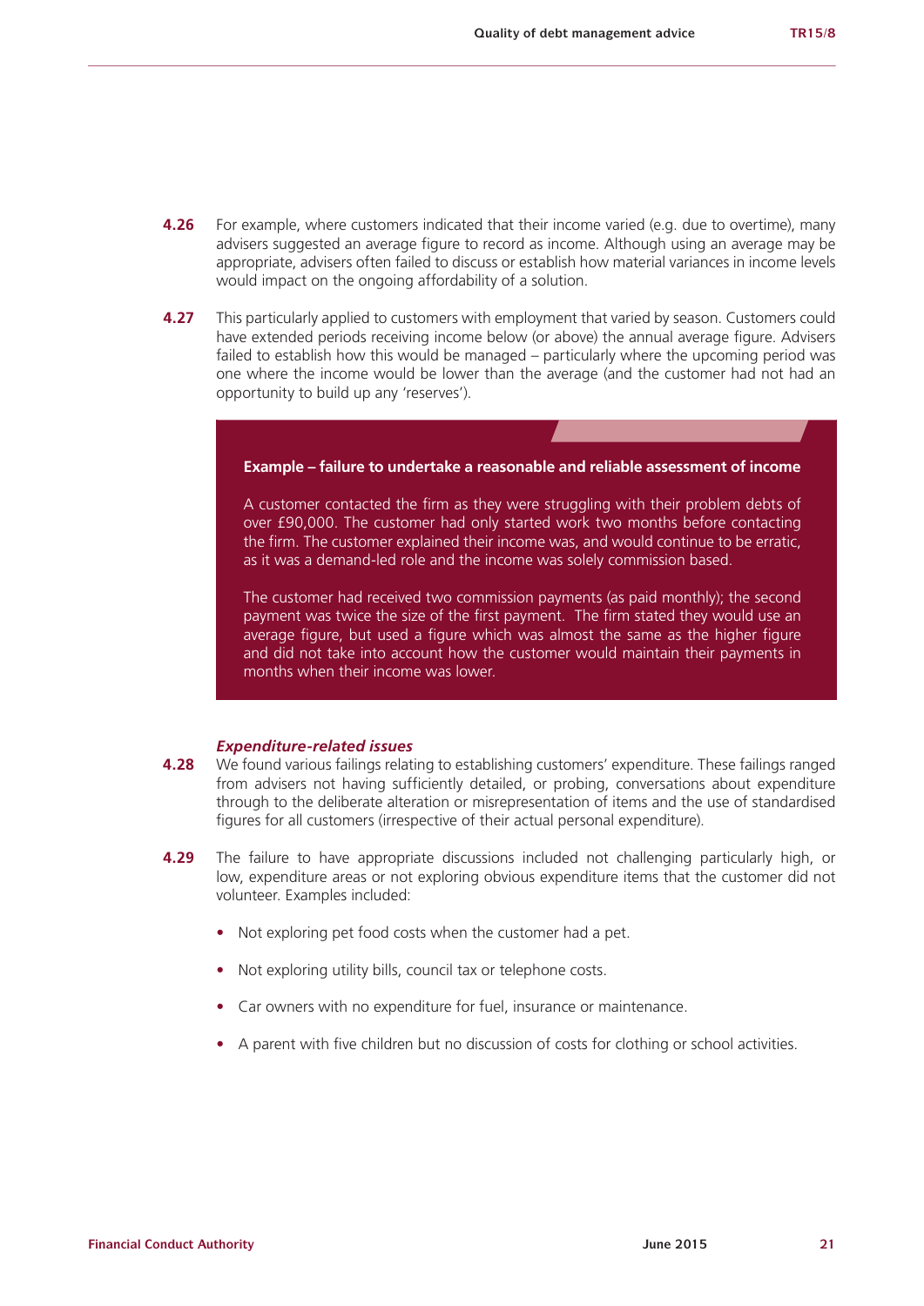**4.26** For example, where customers indicated that their income varied (e.g. due to overtime), many advisers suggested an average figure to record as income. Although using an average may be appropriate, advisers often failed to discuss or establish how material variances in income levels would impact on the ongoing affordability of a solution.

**4.27** This particularly applied to customers with employment that varied by season. Customers could have extended periods receiving income below (or above) the annual average figure. Advisers failed to establish how this would be managed – particularly where the upcoming period was one where the income would be lower than the average (and the customer had not had an opportunity to build up any 'reserves').

**Example – failure to undertake a reasonable and reliable assessment of income**

A customer contacted the firm as they were struggling with their problem debts of over £90,000. The customer had only started work two months before contacting the firm. The customer explained their income was, and would continue to be erratic, as it was a demand-led role and the income was solely commission based.

The customer had received two commission payments (as paid monthly); the second payment was twice the size of the first payment. The firm stated they would use an average figure, but used a figure which was almost the same as the higher figure and did not take into account how the customer would maintain their payments in months when their income was lower.

***Expenditure-related issues***

**4.28** We found various failings relating to establishing customers' expenditure. These failings ranged from advisers not having sufficiently detailed, or probing, conversations about expenditure through to the deliberate alteration or misrepresentation of items and the use of standardised figures for all customers (irrespective of their actual personal expenditure).

**4.29** The failure to have appropriate discussions included not challenging particularly high, or low, expenditure areas or not exploring obvious expenditure items that the customer did not volunteer. Examples included:

- Not exploring pet food costs when the customer had a pet.
- Not exploring utility bills, council tax or telephone costs.
- Car owners with no expenditure for fuel, insurance or maintenance.
- A parent with five children but no discussion of costs for clothing or school activities.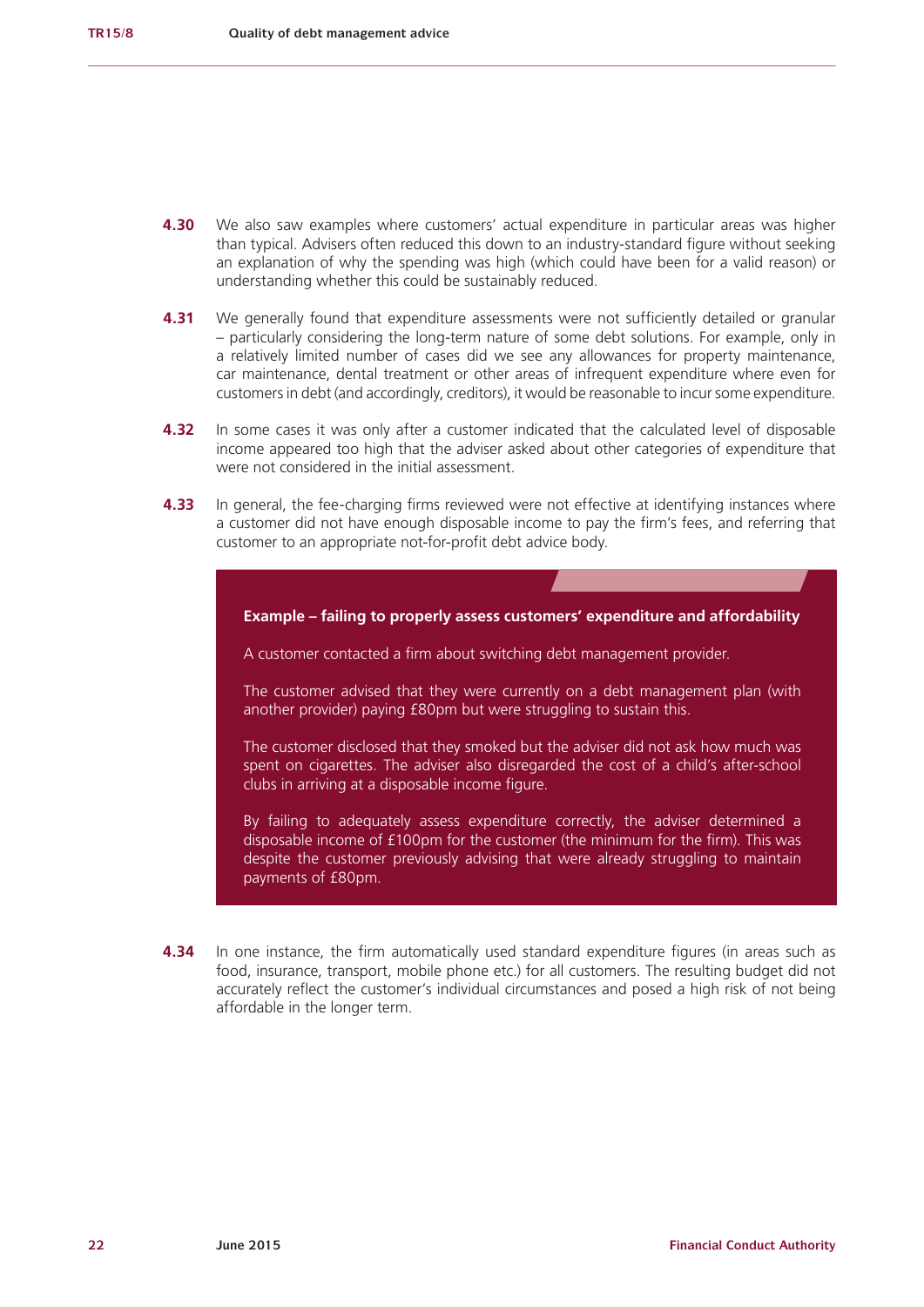**4.30** We also saw examples where customers' actual expenditure in particular areas was higher than typical. Advisers often reduced this down to an industry-standard figure without seeking an explanation of why the spending was high (which could have been for a valid reason) or understanding whether this could be sustainably reduced.

**4.31** We generally found that expenditure assessments were not sufficiently detailed or granular – particularly considering the long-term nature of some debt solutions. For example, only in a relatively limited number of cases did we see any allowances for property maintenance, car maintenance, dental treatment or other areas of infrequent expenditure where even for customers in debt (and accordingly, creditors), it would be reasonable to incur some expenditure.

**4.32** In some cases it was only after a customer indicated that the calculated level of disposable income appeared too high that the adviser asked about other categories of expenditure that were not considered in the initial assessment.

**4.33** In general, the fee-charging firms reviewed were not effective at identifying instances where a customer did not have enough disposable income to pay the firm's fees, and referring that customer to an appropriate not-for-profit debt advice body.

> **Example – failing to properly assess customers' expenditure and affordability**
>
> A customer contacted a firm about switching debt management provider.
>
> The customer advised that they were currently on a debt management plan (with another provider) paying £80pm but were struggling to sustain this.
>
> The customer disclosed that they smoked but the adviser did not ask how much was spent on cigarettes. The adviser also disregarded the cost of a child's after-school clubs in arriving at a disposable income figure.
>
> By failing to adequately assess expenditure correctly, the adviser determined a disposable income of £100pm for the customer (the minimum for the firm). This was despite the customer previously advising that were already struggling to maintain payments of £80pm.

**4.34** In one instance, the firm automatically used standard expenditure figures (in areas such as food, insurance, transport, mobile phone etc.) for all customers. The resulting budget did not accurately reflect the customer's individual circumstances and posed a high risk of not being affordable in the longer term.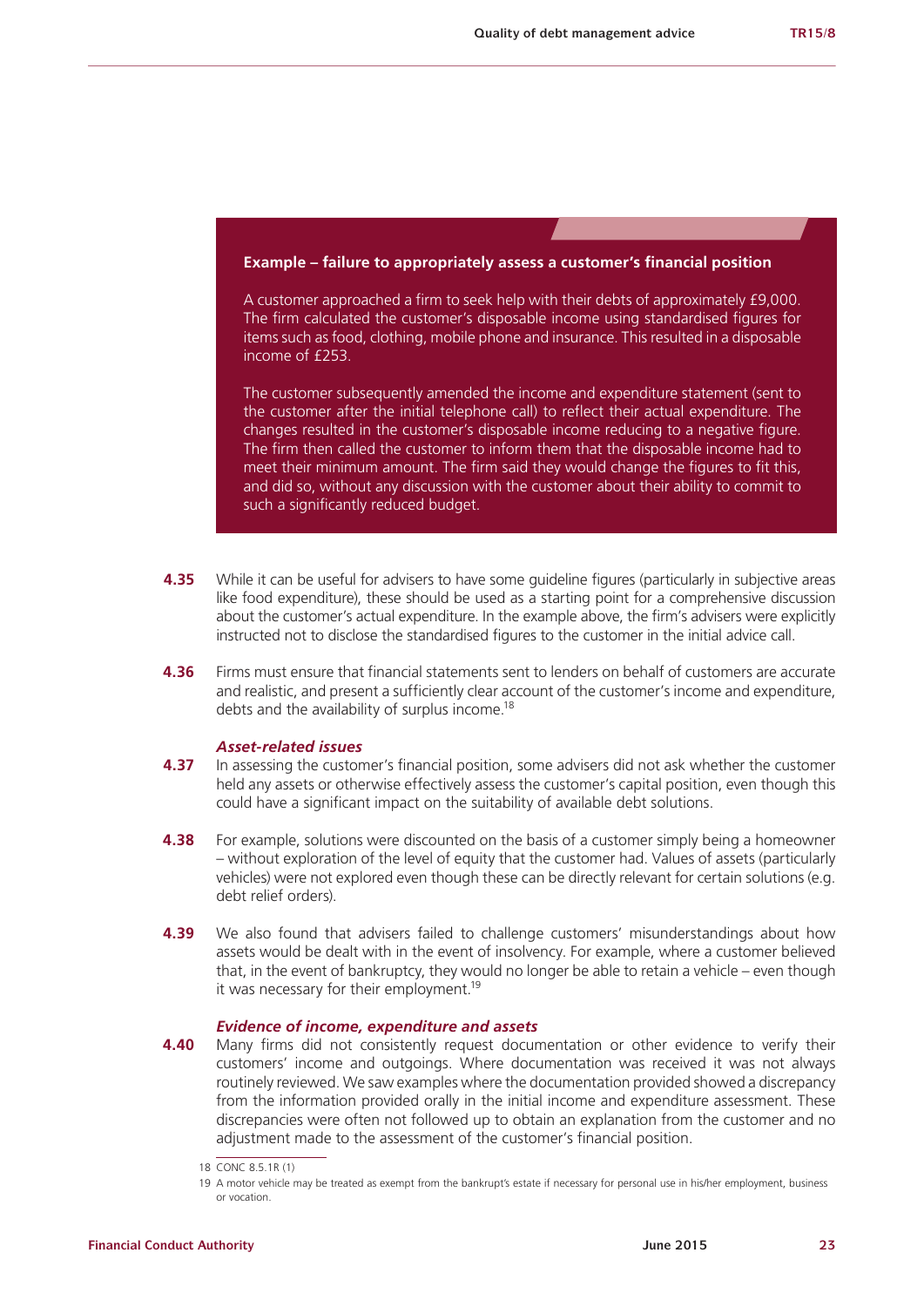**Example – failure to appropriately assess a customer's financial position**

A customer approached a firm to seek help with their debts of approximately £9,000. The firm calculated the customer's disposable income using standardised figures for items such as food, clothing, mobile phone and insurance. This resulted in a disposable income of £253.

The customer subsequently amended the income and expenditure statement (sent to the customer after the initial telephone call) to reflect their actual expenditure. The changes resulted in the customer's disposable income reducing to a negative figure. The firm then called the customer to inform them that the disposable income had to meet their minimum amount. The firm said they would change the figures to fit this, and did so, without any discussion with the customer about their ability to commit to such a significantly reduced budget.

**4.35** While it can be useful for advisers to have some guideline figures (particularly in subjective areas like food expenditure), these should be used as a starting point for a comprehensive discussion about the customer's actual expenditure. In the example above, the firm's advisers were explicitly instructed not to disclose the standardised figures to the customer in the initial advice call.

**4.36** Firms must ensure that financial statements sent to lenders on behalf of customers are accurate and realistic, and present a sufficiently clear account of the customer's income and expenditure, debts and the availability of surplus income.[18]

***Asset-related issues***

**4.37** In assessing the customer's financial position, some advisers did not ask whether the customer held any assets or otherwise effectively assess the customer's capital position, even though this could have a significant impact on the suitability of available debt solutions.

**4.38** For example, solutions were discounted on the basis of a customer simply being a homeowner – without exploration of the level of equity that the customer had. Values of assets (particularly vehicles) were not explored even though these can be directly relevant for certain solutions (e.g. debt relief orders).

**4.39** We also found that advisers failed to challenge customers' misunderstandings about how assets would be dealt with in the event of insolvency. For example, where a customer believed that, in the event of bankruptcy, they would no longer be able to retain a vehicle – even though it was necessary for their employment.[19]

***Evidence of income, expenditure and assets***

**4.40** Many firms did not consistently request documentation or other evidence to verify their customers' income and outgoings. Where documentation was received it was not always routinely reviewed. We saw examples where the documentation provided showed a discrepancy from the information provided orally in the initial income and expenditure assessment. These discrepancies were often not followed up to obtain an explanation from the customer and no adjustment made to the assessment of the customer's financial position.

18 CONC 8.5.1R (1)

19 A motor vehicle may be treated as exempt from the bankrupt's estate if necessary for personal use in his/her employment, business or vocation.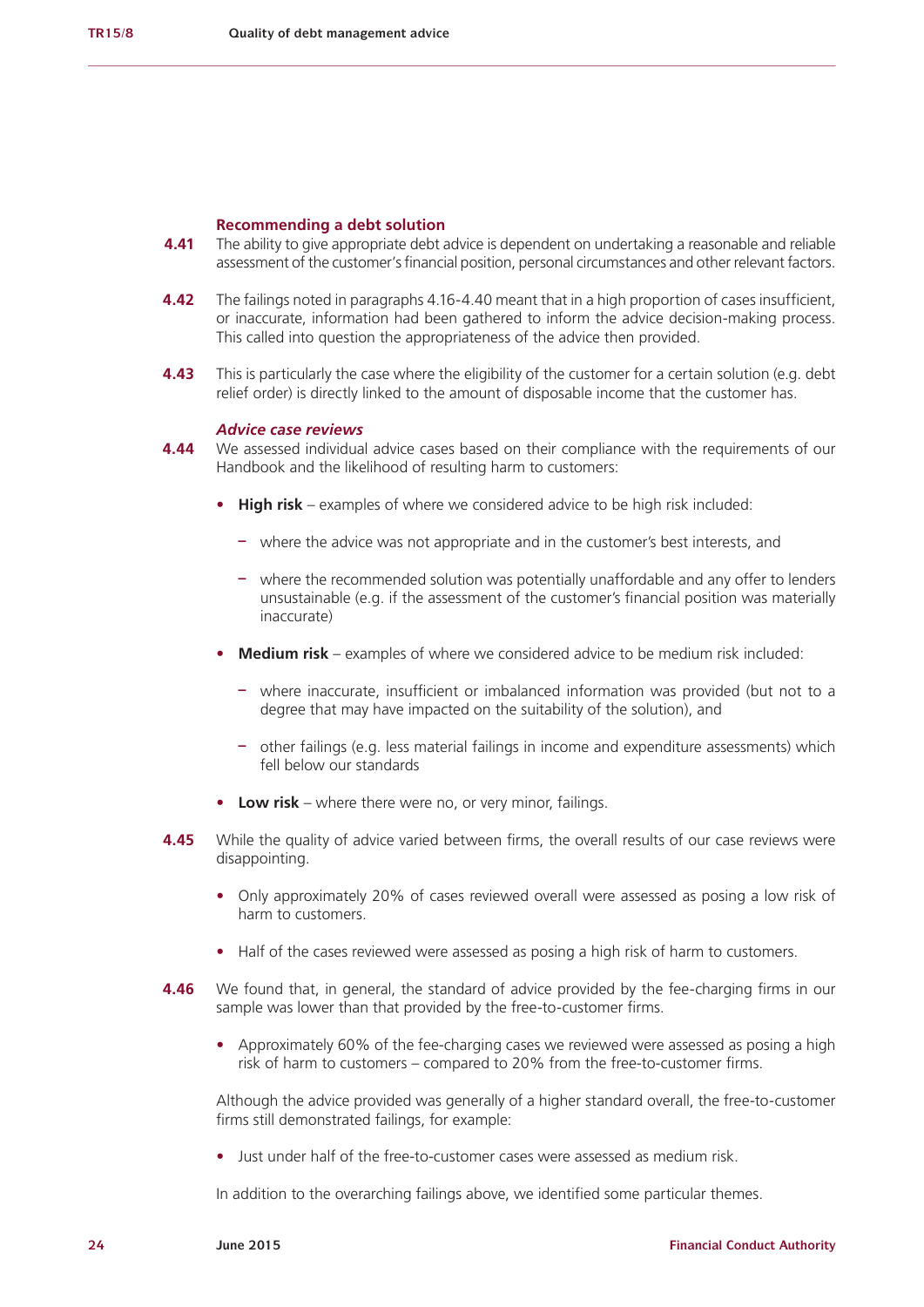### Recommending a debt solution

**4.41** The ability to give appropriate debt advice is dependent on undertaking a reasonable and reliable assessment of the customer's financial position, personal circumstances and other relevant factors.

**4.42** The failings noted in paragraphs 4.16-4.40 meant that in a high proportion of cases insufficient, or inaccurate, information had been gathered to inform the advice decision-making process. This called into question the appropriateness of the advice then provided.

**4.43** This is particularly the case where the eligibility of the customer for a certain solution (e.g. debt relief order) is directly linked to the amount of disposable income that the customer has.

#### *Advice case reviews*

**4.44** We assessed individual advice cases based on their compliance with the requirements of our Handbook and the likelihood of resulting harm to customers:

- **High risk** – examples of where we considered advice to be high risk included:
  - where the advice was not appropriate and in the customer's best interests, and
  - where the recommended solution was potentially unaffordable and any offer to lenders unsustainable (e.g. if the assessment of the customer's financial position was materially inaccurate)
- **Medium risk** – examples of where we considered advice to be medium risk included:
  - where inaccurate, insufficient or imbalanced information was provided (but not to a degree that may have impacted on the suitability of the solution), and
  - other failings (e.g. less material failings in income and expenditure assessments) which fell below our standards
- **Low risk** – where there were no, or very minor, failings.

**4.45** While the quality of advice varied between firms, the overall results of our case reviews were disappointing.

- Only approximately 20% of cases reviewed overall were assessed as posing a low risk of harm to customers.
- Half of the cases reviewed were assessed as posing a high risk of harm to customers.

**4.46** We found that, in general, the standard of advice provided by the fee-charging firms in our sample was lower than that provided by the free-to-customer firms.

- Approximately 60% of the fee-charging cases we reviewed were assessed as posing a high risk of harm to customers – compared to 20% from the free-to-customer firms.

Although the advice provided was generally of a higher standard overall, the free-to-customer firms still demonstrated failings, for example:

- Just under half of the free-to-customer cases were assessed as medium risk.

In addition to the overarching failings above, we identified some particular themes.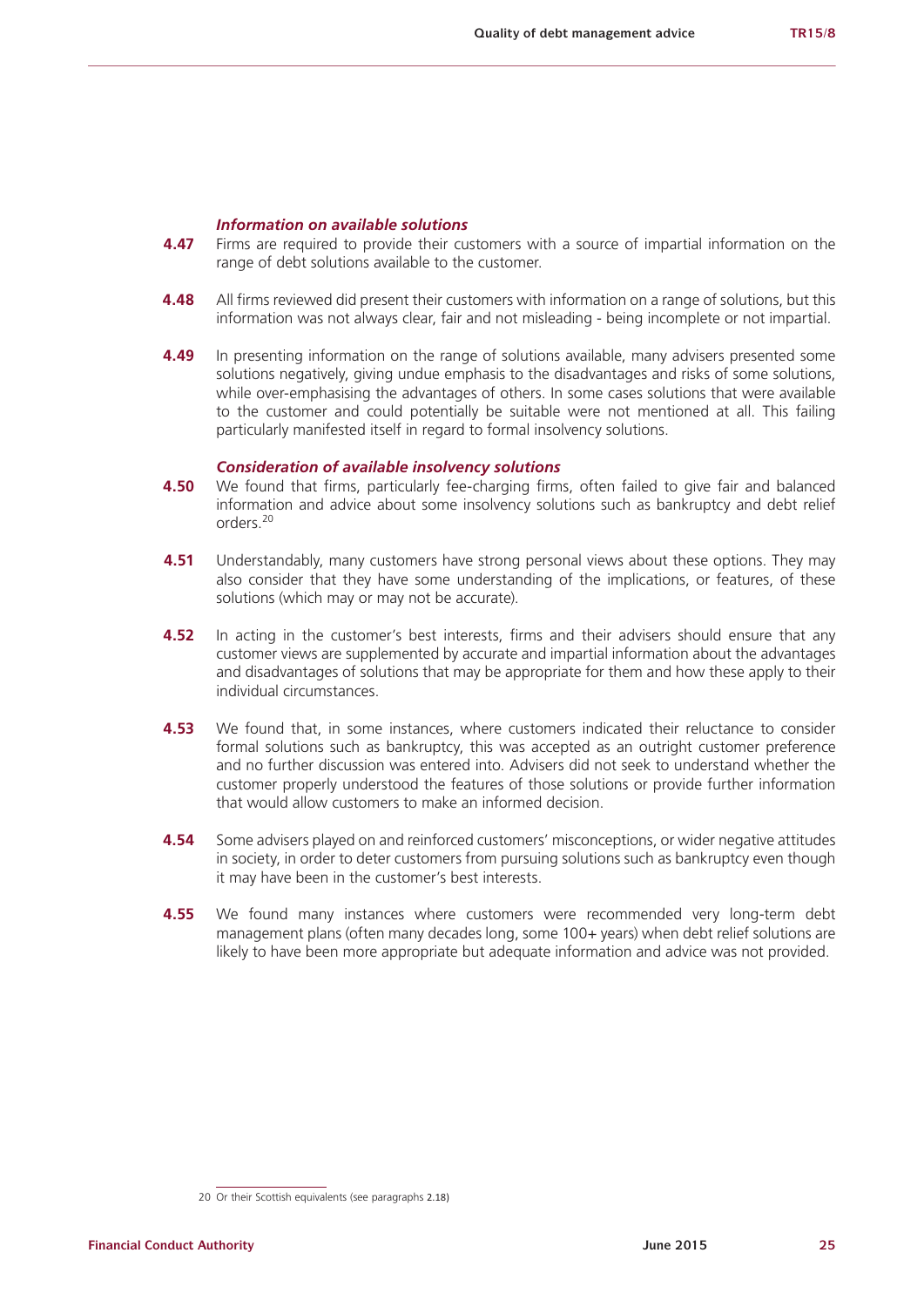***Information on available solutions***

**4.47** Firms are required to provide their customers with a source of impartial information on the range of debt solutions available to the customer.

**4.48** All firms reviewed did present their customers with information on a range of solutions, but this information was not always clear, fair and not misleading - being incomplete or not impartial.

**4.49** In presenting information on the range of solutions available, many advisers presented some solutions negatively, giving undue emphasis to the disadvantages and risks of some solutions, while over-emphasising the advantages of others. In some cases solutions that were available to the customer and could potentially be suitable were not mentioned at all. This failing particularly manifested itself in regard to formal insolvency solutions.

***Consideration of available insolvency solutions***

**4.50** We found that firms, particularly fee-charging firms, often failed to give fair and balanced information and advice about some insolvency solutions such as bankruptcy and debt relief orders.[20]

**4.51** Understandably, many customers have strong personal views about these options. They may also consider that they have some understanding of the implications, or features, of these solutions (which may or may not be accurate).

**4.52** In acting in the customer's best interests, firms and their advisers should ensure that any customer views are supplemented by accurate and impartial information about the advantages and disadvantages of solutions that may be appropriate for them and how these apply to their individual circumstances.

**4.53** We found that, in some instances, where customers indicated their reluctance to consider formal solutions such as bankruptcy, this was accepted as an outright customer preference and no further discussion was entered into. Advisers did not seek to understand whether the customer properly understood the features of those solutions or provide further information that would allow customers to make an informed decision.

**4.54** Some advisers played on and reinforced customers' misconceptions, or wider negative attitudes in society, in order to deter customers from pursuing solutions such as bankruptcy even though it may have been in the customer's best interests.

**4.55** We found many instances where customers were recommended very long-term debt management plans (often many decades long, some 100+ years) when debt relief solutions are likely to have been more appropriate but adequate information and advice was not provided.

---

20 Or their Scottish equivalents (see paragraphs 2.18)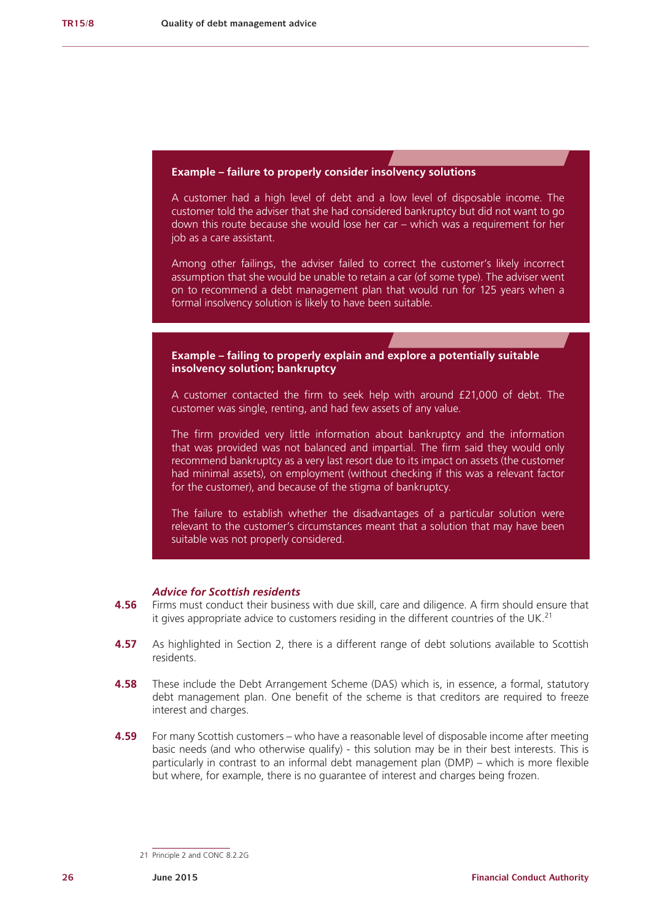**Example – failure to properly consider insolvency solutions**

A customer had a high level of debt and a low level of disposable income. The customer told the adviser that she had considered bankruptcy but did not want to go down this route because she would lose her car – which was a requirement for her job as a care assistant.

Among other failings, the adviser failed to correct the customer's likely incorrect assumption that she would be unable to retain a car (of some type). The adviser went on to recommend a debt management plan that would run for 125 years when a formal insolvency solution is likely to have been suitable.

**Example – failing to properly explain and explore a potentially suitable insolvency solution; bankruptcy**

A customer contacted the firm to seek help with around £21,000 of debt. The customer was single, renting, and had few assets of any value.

The firm provided very little information about bankruptcy and the information that was provided was not balanced and impartial. The firm said they would only recommend bankruptcy as a very last resort due to its impact on assets (the customer had minimal assets), on employment (without checking if this was a relevant factor for the customer), and because of the stigma of bankruptcy.

The failure to establish whether the disadvantages of a particular solution were relevant to the customer's circumstances meant that a solution that may have been suitable was not properly considered.

### *Advice for Scottish residents*

**4.56** Firms must conduct their business with due skill, care and diligence. A firm should ensure that it gives appropriate advice to customers residing in the different countries of the UK.[21]

**4.57** As highlighted in Section 2, there is a different range of debt solutions available to Scottish residents.

**4.58** These include the Debt Arrangement Scheme (DAS) which is, in essence, a formal, statutory debt management plan. One benefit of the scheme is that creditors are required to freeze interest and charges.

**4.59** For many Scottish customers – who have a reasonable level of disposable income after meeting basic needs (and who otherwise qualify) - this solution may be in their best interests. This is particularly in contrast to an informal debt management plan (DMP) – which is more flexible but where, for example, there is no guarantee of interest and charges being frozen.

---

21 Principle 2 and CONC 8.2.2G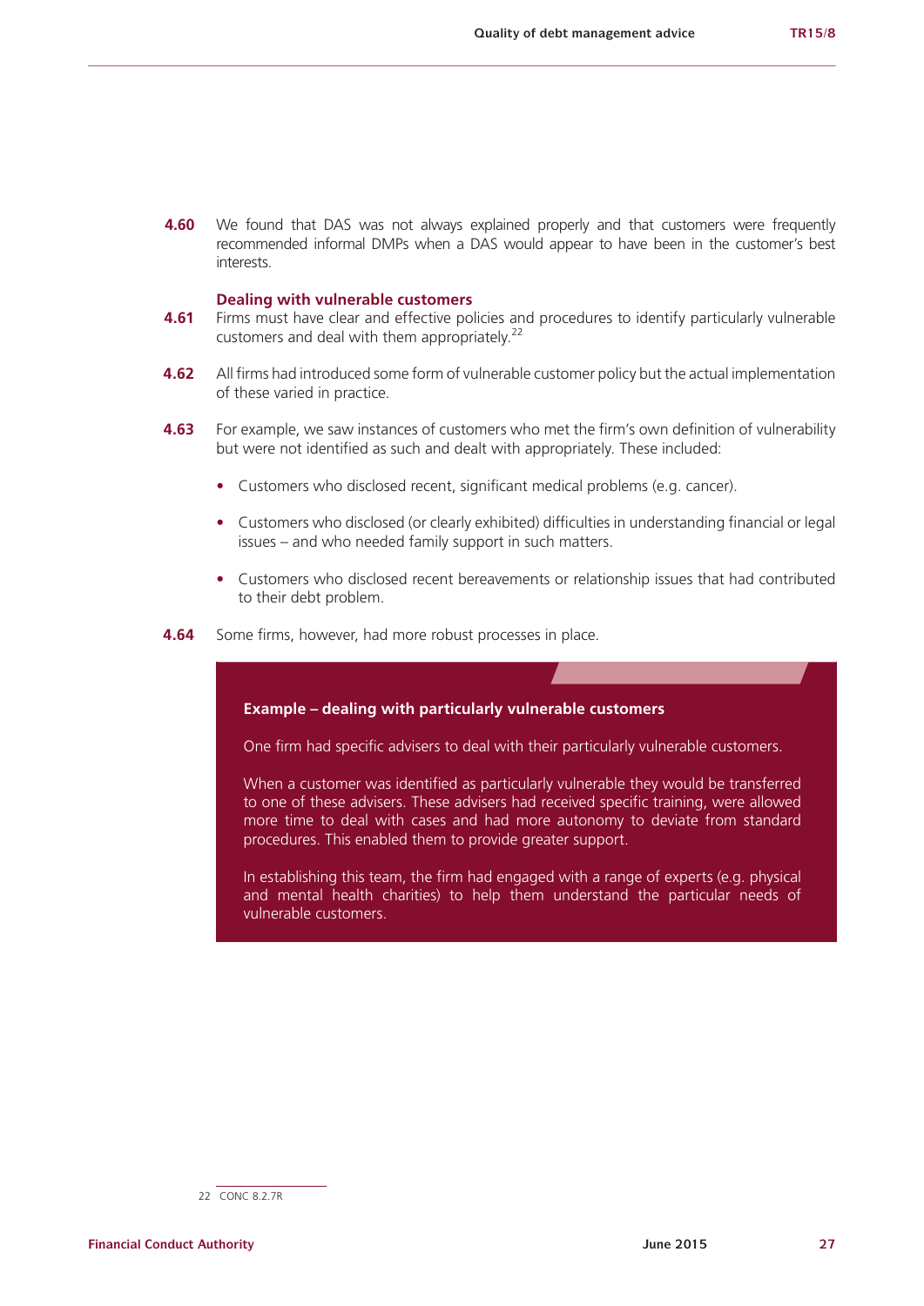**4.60** We found that DAS was not always explained properly and that customers were frequently recommended informal DMPs when a DAS would appear to have been in the customer's best interests.

### Dealing with vulnerable customers

**4.61** Firms must have clear and effective policies and procedures to identify particularly vulnerable customers and deal with them appropriately.[22]

**4.62** All firms had introduced some form of vulnerable customer policy but the actual implementation of these varied in practice.

**4.63** For example, we saw instances of customers who met the firm's own definition of vulnerability but were not identified as such and dealt with appropriately. These included:

- Customers who disclosed recent, significant medical problems (e.g. cancer).
- Customers who disclosed (or clearly exhibited) difficulties in understanding financial or legal issues – and who needed family support in such matters.
- Customers who disclosed recent bereavements or relationship issues that had contributed to their debt problem.

**4.64** Some firms, however, had more robust processes in place.

> **Example – dealing with particularly vulnerable customers**
>
> One firm had specific advisers to deal with their particularly vulnerable customers.
>
> When a customer was identified as particularly vulnerable they would be transferred to one of these advisers. These advisers had received specific training, were allowed more time to deal with cases and had more autonomy to deviate from standard procedures. This enabled them to provide greater support.
>
> In establishing this team, the firm had engaged with a range of experts (e.g. physical and mental health charities) to help them understand the particular needs of vulnerable customers.

---

22 CONC 8.2.7R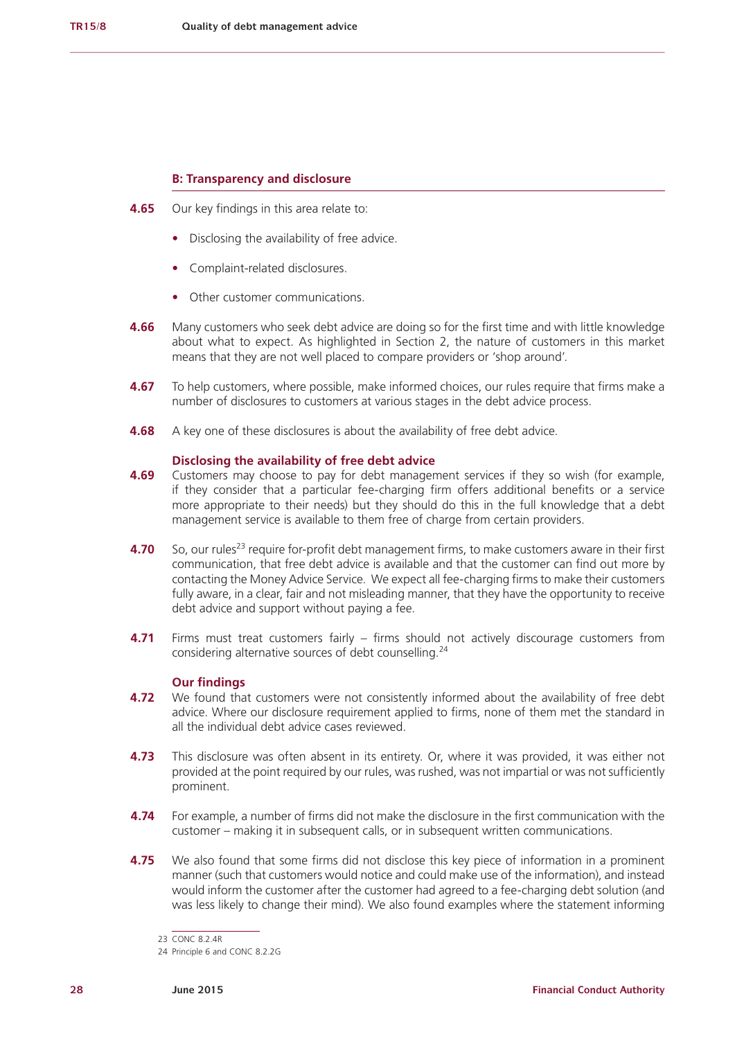### B: Transparency and disclosure

**4.65** Our key findings in this area relate to:

- Disclosing the availability of free advice.
- Complaint-related disclosures.
- Other customer communications.

**4.66** Many customers who seek debt advice are doing so for the first time and with little knowledge about what to expect. As highlighted in Section 2, the nature of customers in this market means that they are not well placed to compare providers or 'shop around'.

**4.67** To help customers, where possible, make informed choices, our rules require that firms make a number of disclosures to customers at various stages in the debt advice process.

**4.68** A key one of these disclosures is about the availability of free debt advice.

#### Disclosing the availability of free debt advice

**4.69** Customers may choose to pay for debt management services if they so wish (for example, if they consider that a particular fee-charging firm offers additional benefits or a service more appropriate to their needs) but they should do this in the full knowledge that a debt management service is available to them free of charge from certain providers.

**4.70** So, our rules[23] require for-profit debt management firms, to make customers aware in their first communication, that free debt advice is available and that the customer can find out more by contacting the Money Advice Service. We expect all fee-charging firms to make their customers fully aware, in a clear, fair and not misleading manner, that they have the opportunity to receive debt advice and support without paying a fee.

**4.71** Firms must treat customers fairly – firms should not actively discourage customers from considering alternative sources of debt counselling.[24]

#### Our findings

**4.72** We found that customers were not consistently informed about the availability of free debt advice. Where our disclosure requirement applied to firms, none of them met the standard in all the individual debt advice cases reviewed.

**4.73** This disclosure was often absent in its entirety. Or, where it was provided, it was either not provided at the point required by our rules, was rushed, was not impartial or was not sufficiently prominent.

**4.74** For example, a number of firms did not make the disclosure in the first communication with the customer – making it in subsequent calls, or in subsequent written communications.

**4.75** We also found that some firms did not disclose this key piece of information in a prominent manner (such that customers would notice and could make use of the information), and instead would inform the customer after the customer had agreed to a fee-charging debt solution (and was less likely to change their mind). We also found examples where the statement informing

---

23 CONC 8.2.4R

24 Principle 6 and CONC 8.2.2G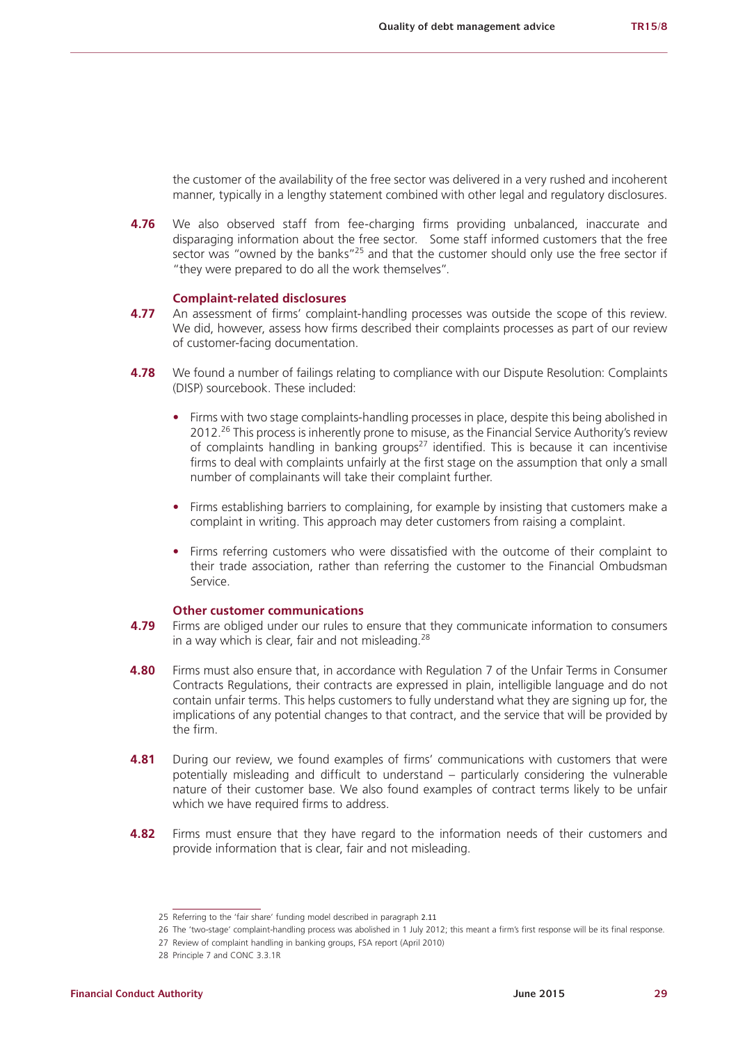the customer of the availability of the free sector was delivered in a very rushed and incoherent manner, typically in a lengthy statement combined with other legal and regulatory disclosures.

**4.76** We also observed staff from fee-charging firms providing unbalanced, inaccurate and disparaging information about the free sector. Some staff informed customers that the free sector was "owned by the banks"[25] and that the customer should only use the free sector if "they were prepared to do all the work themselves".

### Complaint-related disclosures

**4.77** An assessment of firms' complaint-handling processes was outside the scope of this review. We did, however, assess how firms described their complaints processes as part of our review of customer-facing documentation.

**4.78** We found a number of failings relating to compliance with our Dispute Resolution: Complaints (DISP) sourcebook. These included:

- Firms with two stage complaints-handling processes in place, despite this being abolished in 2012.[26] This process is inherently prone to misuse, as the Financial Service Authority's review of complaints handling in banking groups[27] identified. This is because it can incentivise firms to deal with complaints unfairly at the first stage on the assumption that only a small number of complainants will take their complaint further.

- Firms establishing barriers to complaining, for example by insisting that customers make a complaint in writing. This approach may deter customers from raising a complaint.

- Firms referring customers who were dissatisfied with the outcome of their complaint to their trade association, rather than referring the customer to the Financial Ombudsman Service.

### Other customer communications

**4.79** Firms are obliged under our rules to ensure that they communicate information to consumers in a way which is clear, fair and not misleading.[28]

**4.80** Firms must also ensure that, in accordance with Regulation 7 of the Unfair Terms in Consumer Contracts Regulations, their contracts are expressed in plain, intelligible language and do not contain unfair terms. This helps customers to fully understand what they are signing up for, the implications of any potential changes to that contract, and the service that will be provided by the firm.

**4.81** During our review, we found examples of firms' communications with customers that were potentially misleading and difficult to understand – particularly considering the vulnerable nature of their customer base. We also found examples of contract terms likely to be unfair which we have required firms to address.

**4.82** Firms must ensure that they have regard to the information needs of their customers and provide information that is clear, fair and not misleading.

---

25 Referring to the 'fair share' funding model described in paragraph 2.11

26 The 'two-stage' complaint-handling process was abolished in 1 July 2012; this meant a firm's first response will be its final response.

27 Review of complaint handling in banking groups, FSA report (April 2010)

28 Principle 7 and CONC 3.3.1R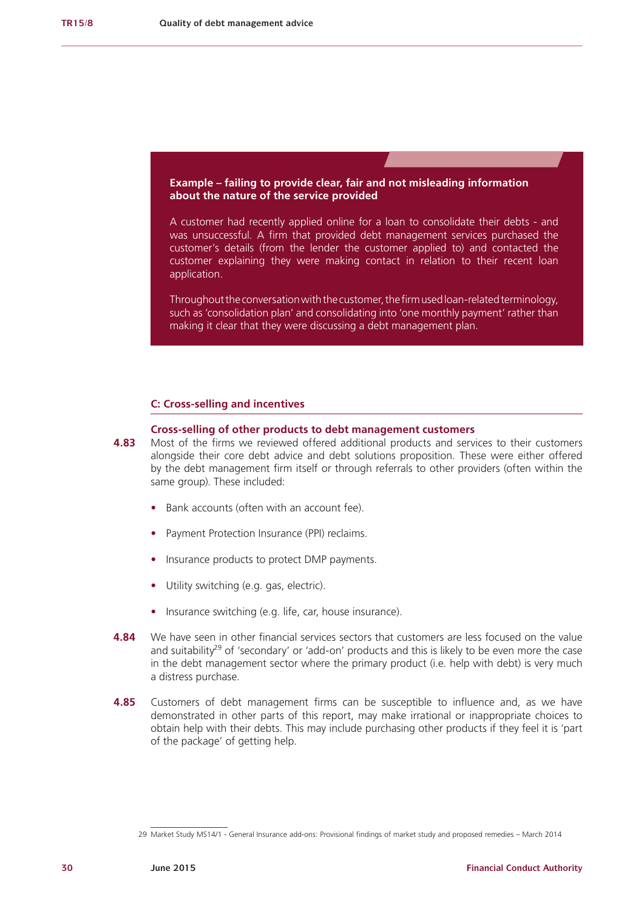**Example – failing to provide clear, fair and not misleading information about the nature of the service provided**

A customer had recently applied online for a loan to consolidate their debts - and was unsuccessful. A firm that provided debt management services purchased the customer's details (from the lender the customer applied to) and contacted the customer explaining they were making contact in relation to their recent loan application.

Throughout the conversation with the customer, the firm used loan-related terminology, such as 'consolidation plan' and consolidating into 'one monthly payment' rather than making it clear that they were discussing a debt management plan.

## C: Cross-selling and incentives

### Cross-selling of other products to debt management customers

**4.83** Most of the firms we reviewed offered additional products and services to their customers alongside their core debt advice and debt solutions proposition. These were either offered by the debt management firm itself or through referrals to other providers (often within the same group). These included:

- Bank accounts (often with an account fee).
- Payment Protection Insurance (PPI) reclaims.
- Insurance products to protect DMP payments.
- Utility switching (e.g. gas, electric).
- Insurance switching (e.g. life, car, house insurance).

**4.84** We have seen in other financial services sectors that customers are less focused on the value and suitability[29] of 'secondary' or 'add-on' products and this is likely to be even more the case in the debt management sector where the primary product (i.e. help with debt) is very much a distress purchase.

**4.85** Customers of debt management firms can be susceptible to influence and, as we have demonstrated in other parts of this report, may make irrational or inappropriate choices to obtain help with their debts. This may include purchasing other products if they feel it is 'part of the package' of getting help.

29 Market Study MS14/1 - General Insurance add-ons: Provisional findings of market study and proposed remedies – March 2014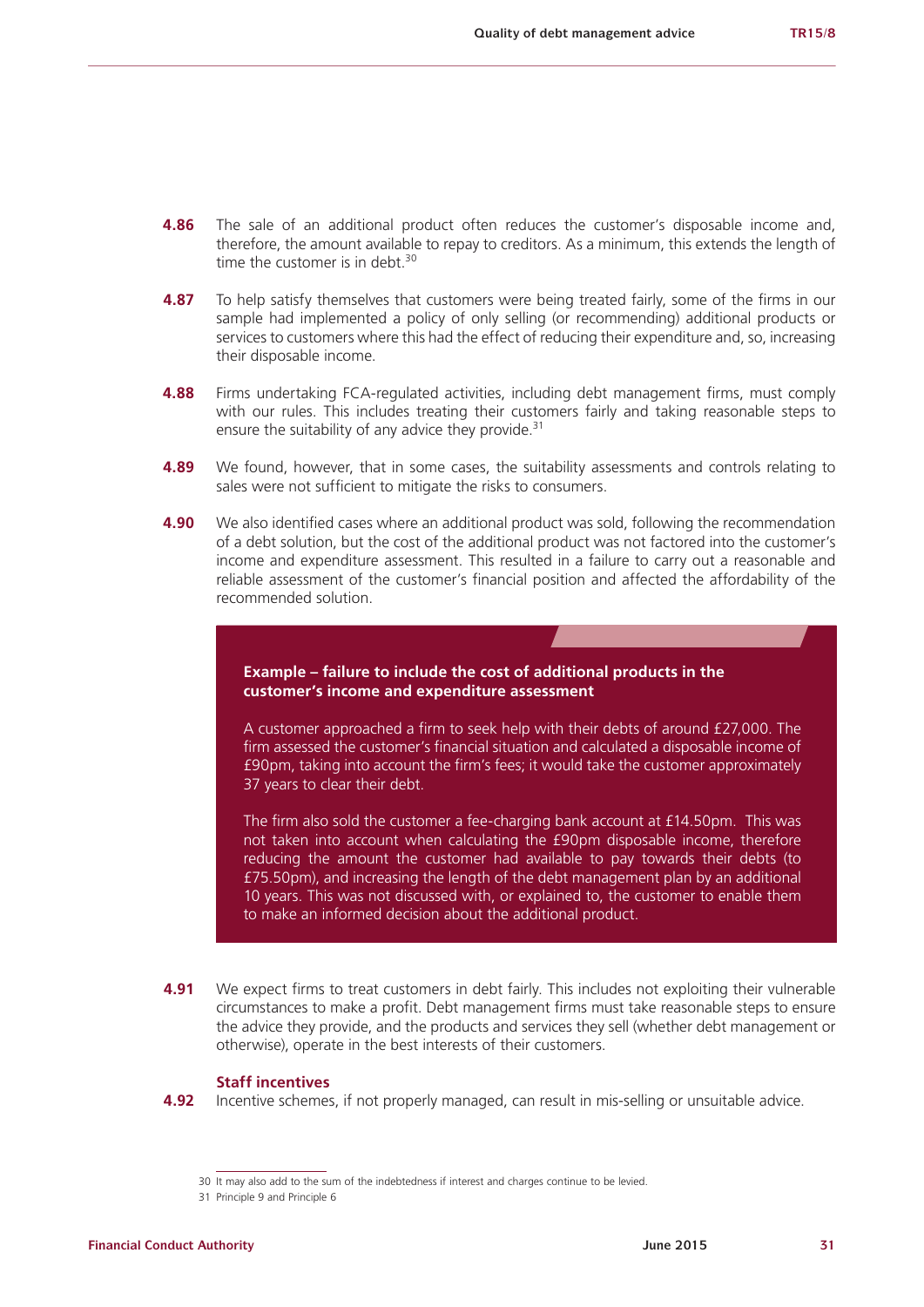**4.86** The sale of an additional product often reduces the customer's disposable income and, therefore, the amount available to repay to creditors. As a minimum, this extends the length of time the customer is in debt.[30]

**4.87** To help satisfy themselves that customers were being treated fairly, some of the firms in our sample had implemented a policy of only selling (or recommending) additional products or services to customers where this had the effect of reducing their expenditure and, so, increasing their disposable income.

**4.88** Firms undertaking FCA-regulated activities, including debt management firms, must comply with our rules. This includes treating their customers fairly and taking reasonable steps to ensure the suitability of any advice they provide.[31]

**4.89** We found, however, that in some cases, the suitability assessments and controls relating to sales were not sufficient to mitigate the risks to consumers.

**4.90** We also identified cases where an additional product was sold, following the recommendation of a debt solution, but the cost of the additional product was not factored into the customer's income and expenditure assessment. This resulted in a failure to carry out a reasonable and reliable assessment of the customer's financial position and affected the affordability of the recommended solution.

> **Example – failure to include the cost of additional products in the customer's income and expenditure assessment**
>
> A customer approached a firm to seek help with their debts of around £27,000. The firm assessed the customer's financial situation and calculated a disposable income of £90pm, taking into account the firm's fees; it would take the customer approximately 37 years to clear their debt.
>
> The firm also sold the customer a fee-charging bank account at £14.50pm. This was not taken into account when calculating the £90pm disposable income, therefore reducing the amount the customer had available to pay towards their debts (to £75.50pm), and increasing the length of the debt management plan by an additional 10 years. This was not discussed with, or explained to, the customer to enable them to make an informed decision about the additional product.

**4.91** We expect firms to treat customers in debt fairly. This includes not exploiting their vulnerable circumstances to make a profit. Debt management firms must take reasonable steps to ensure the advice they provide, and the products and services they sell (whether debt management or otherwise), operate in the best interests of their customers.

### Staff incentives

**4.92** Incentive schemes, if not properly managed, can result in mis-selling or unsuitable advice.

---

30 It may also add to the sum of the indebtedness if interest and charges continue to be levied.

31 Principle 9 and Principle 6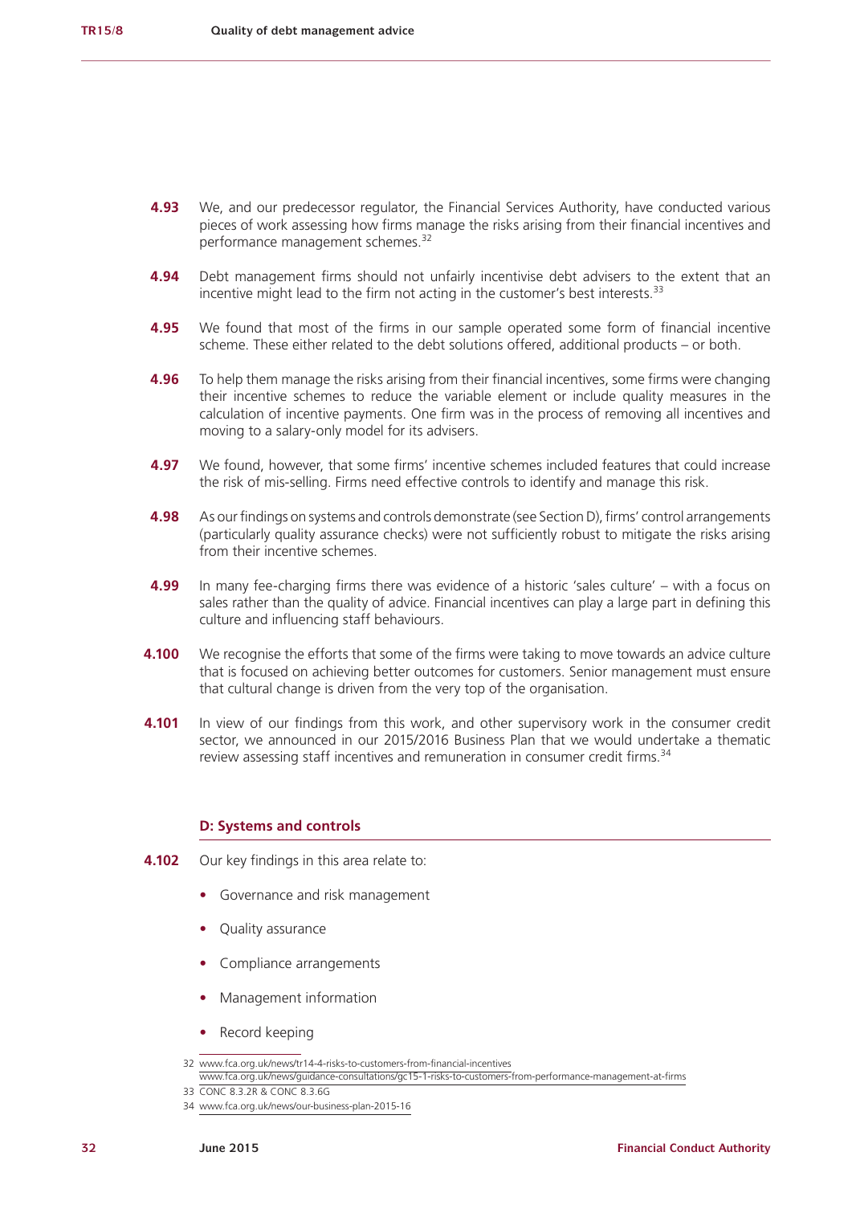**4.93** We, and our predecessor regulator, the Financial Services Authority, have conducted various pieces of work assessing how firms manage the risks arising from their financial incentives and performance management schemes.[32]

**4.94** Debt management firms should not unfairly incentivise debt advisers to the extent that an incentive might lead to the firm not acting in the customer's best interests.[33]

**4.95** We found that most of the firms in our sample operated some form of financial incentive scheme. These either related to the debt solutions offered, additional products – or both.

**4.96** To help them manage the risks arising from their financial incentives, some firms were changing their incentive schemes to reduce the variable element or include quality measures in the calculation of incentive payments. One firm was in the process of removing all incentives and moving to a salary-only model for its advisers.

**4.97** We found, however, that some firms' incentive schemes included features that could increase the risk of mis-selling. Firms need effective controls to identify and manage this risk.

**4.98** As our findings on systems and controls demonstrate (see Section D), firms' control arrangements (particularly quality assurance checks) were not sufficiently robust to mitigate the risks arising from their incentive schemes.

**4.99** In many fee-charging firms there was evidence of a historic 'sales culture' – with a focus on sales rather than the quality of advice. Financial incentives can play a large part in defining this culture and influencing staff behaviours.

**4.100** We recognise the efforts that some of the firms were taking to move towards an advice culture that is focused on achieving better outcomes for customers. Senior management must ensure that cultural change is driven from the very top of the organisation.

**4.101** In view of our findings from this work, and other supervisory work in the consumer credit sector, we announced in our 2015/2016 Business Plan that we would undertake a thematic review assessing staff incentives and remuneration in consumer credit firms.[34]

### D: Systems and controls

**4.102** Our key findings in this area relate to:

- Governance and risk management
- Quality assurance
- Compliance arrangements
- Management information
- Record keeping

32 www.fca.org.uk/news/tr14-4-risks-to-customers-from-financial-incentives
www.fca.org.uk/news/guidance-consultations/gc15-1-risks-to-customers-from-performance-management-at-firms

33 CONC 8.3.2R & CONC 8.3.6G

34 www.fca.org.uk/news/our-business-plan-2015-16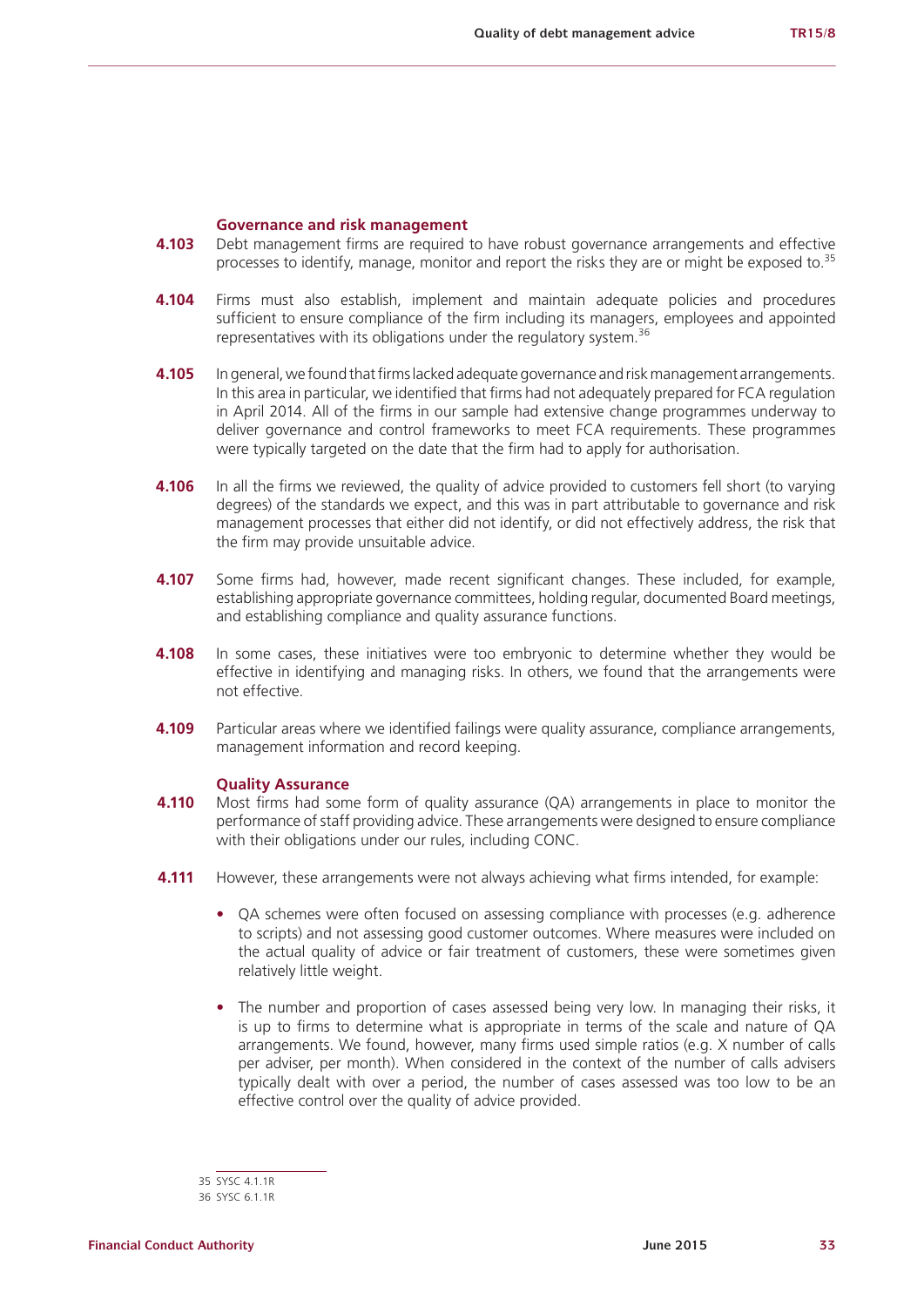### Governance and risk management

**4.103** Debt management firms are required to have robust governance arrangements and effective processes to identify, manage, monitor and report the risks they are or might be exposed to.[35]

**4.104** Firms must also establish, implement and maintain adequate policies and procedures sufficient to ensure compliance of the firm including its managers, employees and appointed representatives with its obligations under the regulatory system.[36]

**4.105** In general, we found that firms lacked adequate governance and risk management arrangements. In this area in particular, we identified that firms had not adequately prepared for FCA regulation in April 2014. All of the firms in our sample had extensive change programmes underway to deliver governance and control frameworks to meet FCA requirements. These programmes were typically targeted on the date that the firm had to apply for authorisation.

**4.106** In all the firms we reviewed, the quality of advice provided to customers fell short (to varying degrees) of the standards we expect, and this was in part attributable to governance and risk management processes that either did not identify, or did not effectively address, the risk that the firm may provide unsuitable advice.

**4.107** Some firms had, however, made recent significant changes. These included, for example, establishing appropriate governance committees, holding regular, documented Board meetings, and establishing compliance and quality assurance functions.

**4.108** In some cases, these initiatives were too embryonic to determine whether they would be effective in identifying and managing risks. In others, we found that the arrangements were not effective.

**4.109** Particular areas where we identified failings were quality assurance, compliance arrangements, management information and record keeping.

### Quality Assurance

**4.110** Most firms had some form of quality assurance (QA) arrangements in place to monitor the performance of staff providing advice. These arrangements were designed to ensure compliance with their obligations under our rules, including CONC.

**4.111** However, these arrangements were not always achieving what firms intended, for example:

- QA schemes were often focused on assessing compliance with processes (e.g. adherence to scripts) and not assessing good customer outcomes. Where measures were included on the actual quality of advice or fair treatment of customers, these were sometimes given relatively little weight.
- The number and proportion of cases assessed being very low. In managing their risks, it is up to firms to determine what is appropriate in terms of the scale and nature of QA arrangements. We found, however, many firms used simple ratios (e.g. X number of calls per adviser, per month). When considered in the context of the number of calls advisers typically dealt with over a period, the number of cases assessed was too low to be an effective control over the quality of advice provided.

---

35 SYSC 4.1.1R

36 SYSC 6.1.1R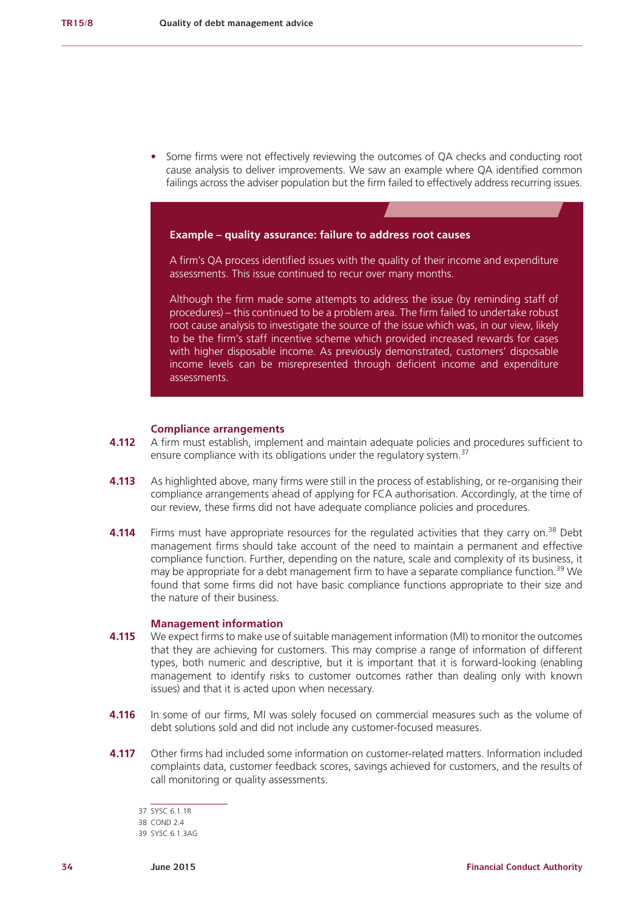- Some firms were not effectively reviewing the outcomes of QA checks and conducting root cause analysis to deliver improvements. We saw an example where QA identified common failings across the adviser population but the firm failed to effectively address recurring issues.

> **Example – quality assurance: failure to address root causes**
>
> A firm's QA process identified issues with the quality of their income and expenditure assessments. This issue continued to recur over many months.
>
> Although the firm made some attempts to address the issue (by reminding staff of procedures) – this continued to be a problem area. The firm failed to undertake robust root cause analysis to investigate the source of the issue which was, in our view, likely to be the firm's staff incentive scheme which provided increased rewards for cases with higher disposable income. As previously demonstrated, customers' disposable income levels can be misrepresented through deficient income and expenditure assessments.

### Compliance arrangements

**4.112** A firm must establish, implement and maintain adequate policies and procedures sufficient to ensure compliance with its obligations under the regulatory system.[37]

**4.113** As highlighted above, many firms were still in the process of establishing, or re-organising their compliance arrangements ahead of applying for FCA authorisation. Accordingly, at the time of our review, these firms did not have adequate compliance policies and procedures.

**4.114** Firms must have appropriate resources for the regulated activities that they carry on.[38] Debt management firms should take account of the need to maintain a permanent and effective compliance function. Further, depending on the nature, scale and complexity of its business, it may be appropriate for a debt management firm to have a separate compliance function.[39] We found that some firms did not have basic compliance functions appropriate to their size and the nature of their business.

### Management information

**4.115** We expect firms to make use of suitable management information (MI) to monitor the outcomes that they are achieving for customers. This may comprise a range of information of different types, both numeric and descriptive, but it is important that it is forward-looking (enabling management to identify risks to customer outcomes rather than dealing only with known issues) and that it is acted upon when necessary.

**4.116** In some of our firms, MI was solely focused on commercial measures such as the volume of debt solutions sold and did not include any customer-focused measures.

**4.117** Other firms had included some information on customer-related matters. Information included complaints data, customer feedback scores, savings achieved for customers, and the results of call monitoring or quality assessments.

---

37 SYSC 6.1.1R

38 COND 2.4

39 SYSC 6.1.3AG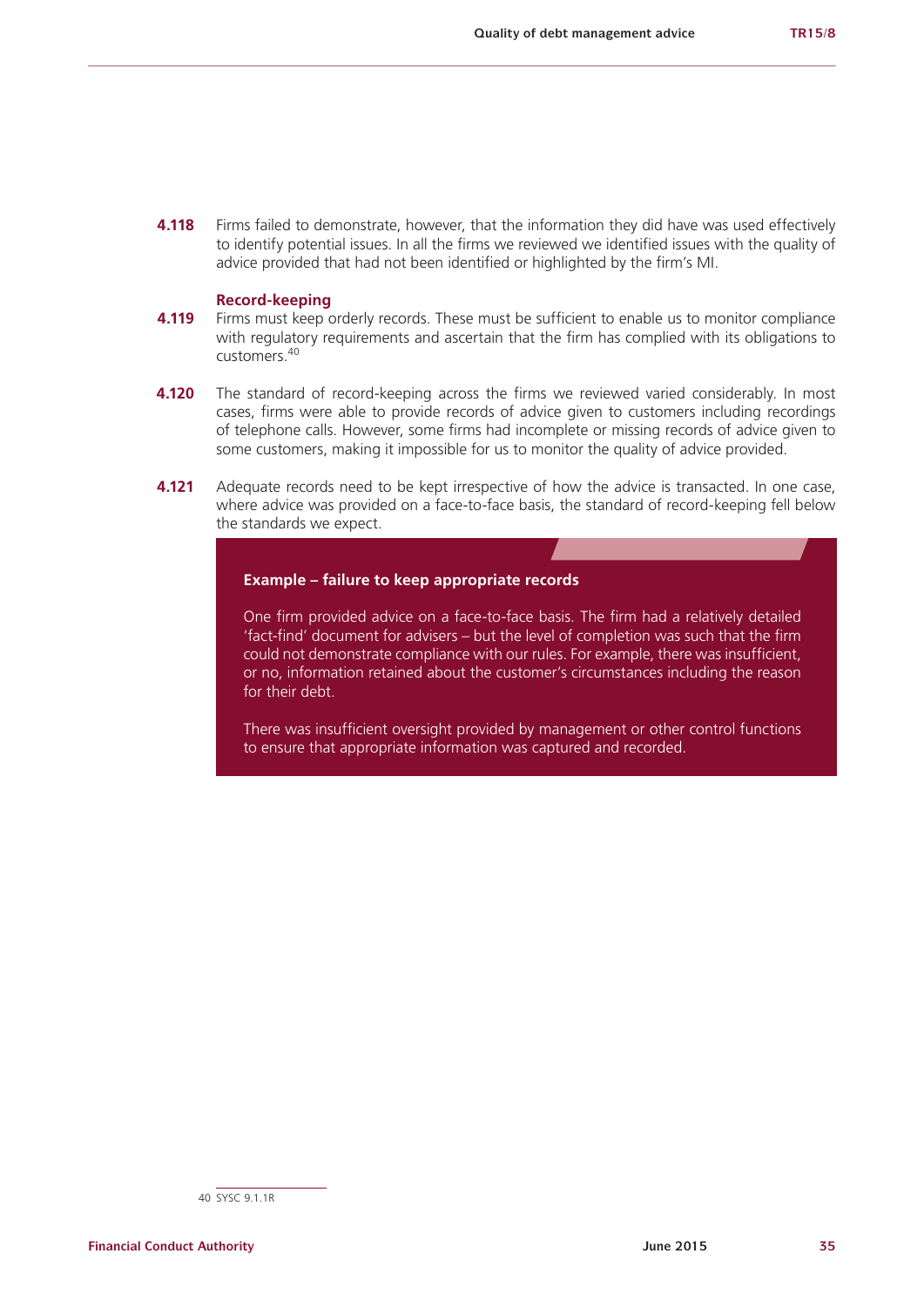**4.118** Firms failed to demonstrate, however, that the information they did have was used effectively to identify potential issues. In all the firms we reviewed we identified issues with the quality of advice provided that had not been identified or highlighted by the firm's MI.

### Record-keeping

**4.119** Firms must keep orderly records. These must be sufficient to enable us to monitor compliance with regulatory requirements and ascertain that the firm has complied with its obligations to customers.[40]

**4.120** The standard of record-keeping across the firms we reviewed varied considerably. In most cases, firms were able to provide records of advice given to customers including recordings of telephone calls. However, some firms had incomplete or missing records of advice given to some customers, making it impossible for us to monitor the quality of advice provided.

**4.121** Adequate records need to be kept irrespective of how the advice is transacted. In one case, where advice was provided on a face-to-face basis, the standard of record-keeping fell below the standards we expect.

**Example – failure to keep appropriate records**

One firm provided advice on a face-to-face basis. The firm had a relatively detailed 'fact-find' document for advisers – but the level of completion was such that the firm could not demonstrate compliance with our rules. For example, there was insufficient, or no, information retained about the customer's circumstances including the reason for their debt.

There was insufficient oversight provided by management or other control functions to ensure that appropriate information was captured and recorded.

---

40 SYSC 9.1.1R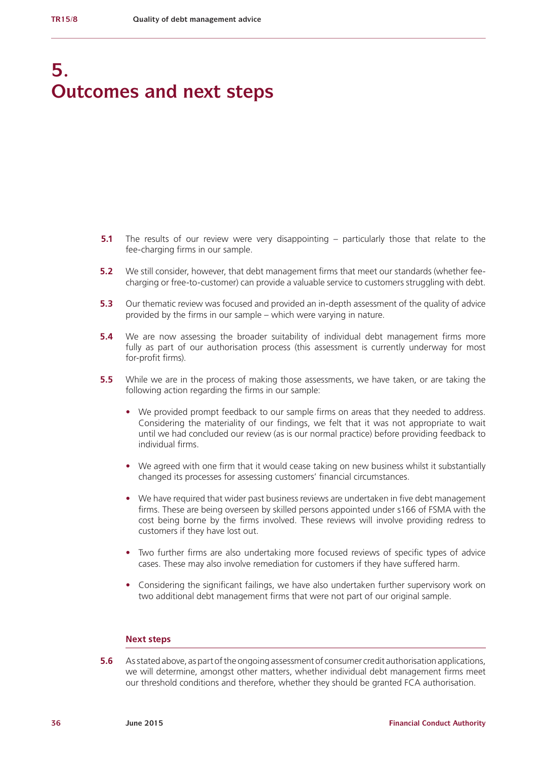# 5. Outcomes and next steps

**5.1** The results of our review were very disappointing – particularly those that relate to the fee-charging firms in our sample.

**5.2** We still consider, however, that debt management firms that meet our standards (whether fee-charging or free-to-customer) can provide a valuable service to customers struggling with debt.

**5.3** Our thematic review was focused and provided an in-depth assessment of the quality of advice provided by the firms in our sample – which were varying in nature.

**5.4** We are now assessing the broader suitability of individual debt management firms more fully as part of our authorisation process (this assessment is currently underway for most for-profit firms).

**5.5** While we are in the process of making those assessments, we have taken, or are taking the following action regarding the firms in our sample:

- We provided prompt feedback to our sample firms on areas that they needed to address. Considering the materiality of our findings, we felt that it was not appropriate to wait until we had concluded our review (as is our normal practice) before providing feedback to individual firms.
- We agreed with one firm that it would cease taking on new business whilst it substantially changed its processes for assessing customers' financial circumstances.
- We have required that wider past business reviews are undertaken in five debt management firms. These are being overseen by skilled persons appointed under s166 of FSMA with the cost being borne by the firms involved. These reviews will involve providing redress to customers if they have lost out.
- Two further firms are also undertaking more focused reviews of specific types of advice cases. These may also involve remediation for customers if they have suffered harm.
- Considering the significant failings, we have also undertaken further supervisory work on two additional debt management firms that were not part of our original sample.

## Next steps

**5.6** As stated above, as part of the ongoing assessment of consumer credit authorisation applications, we will determine, amongst other matters, whether individual debt management firms meet our threshold conditions and therefore, whether they should be granted FCA authorisation.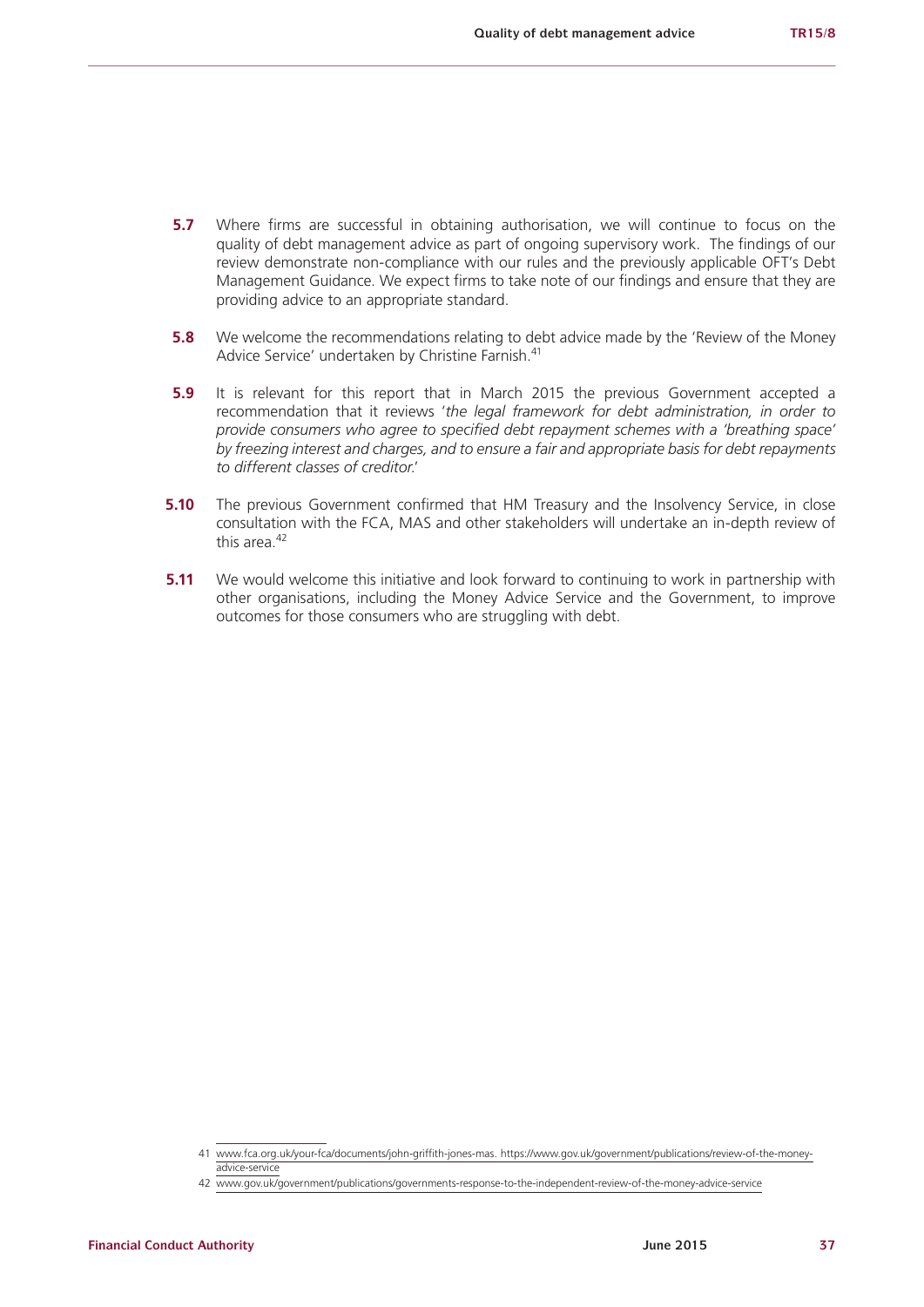**5.7** Where firms are successful in obtaining authorisation, we will continue to focus on the quality of debt management advice as part of ongoing supervisory work. The findings of our review demonstrate non-compliance with our rules and the previously applicable OFT's Debt Management Guidance. We expect firms to take note of our findings and ensure that they are providing advice to an appropriate standard.

**5.8** We welcome the recommendations relating to debt advice made by the 'Review of the Money Advice Service' undertaken by Christine Farnish.[41]

**5.9** It is relevant for this report that in March 2015 the previous Government accepted a recommendation that it reviews '*the legal framework for debt administration, in order to provide consumers who agree to specified debt repayment schemes with a 'breathing space' by freezing interest and charges, and to ensure a fair and appropriate basis for debt repayments to different classes of creditor.*'

**5.10** The previous Government confirmed that HM Treasury and the Insolvency Service, in close consultation with the FCA, MAS and other stakeholders will undertake an in-depth review of this area.[42]

**5.11** We would welcome this initiative and look forward to continuing to work in partnership with other organisations, including the Money Advice Service and the Government, to improve outcomes for those consumers who are struggling with debt.

---

41 www.fca.org.uk/your-fca/documents/john-griffith-jones-mas. https://www.gov.uk/government/publications/review-of-the-money-advice-service

42 www.gov.uk/government/publications/governments-response-to-the-independent-review-of-the-money-advice-service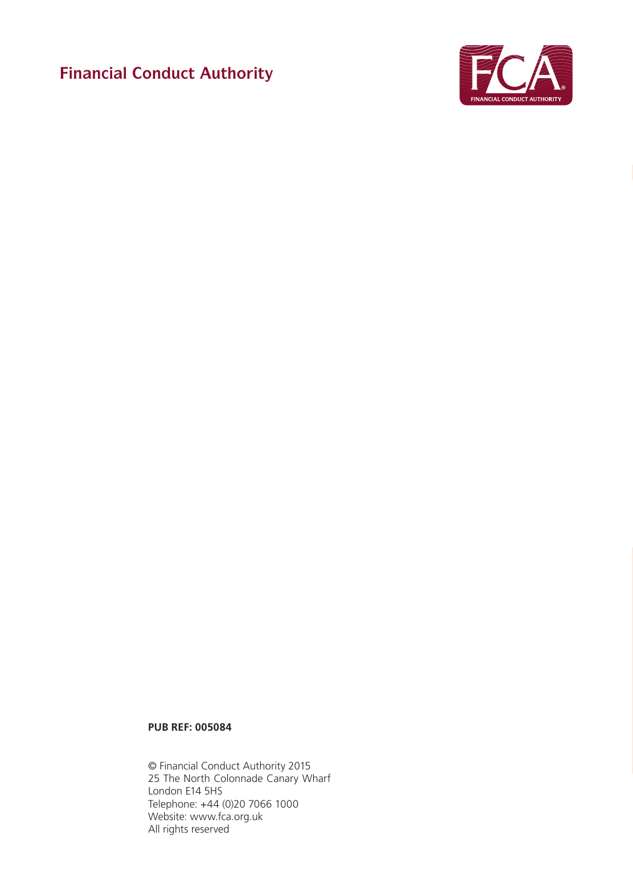**Financial Conduct Authority**

**PUB REF: 005084**

© Financial Conduct Authority 2015
25 The North Colonnade Canary Wharf
London E14 5HS
Telephone: +44 (0)20 7066 1000
Website: www.fca.org.uk
All rights reserved